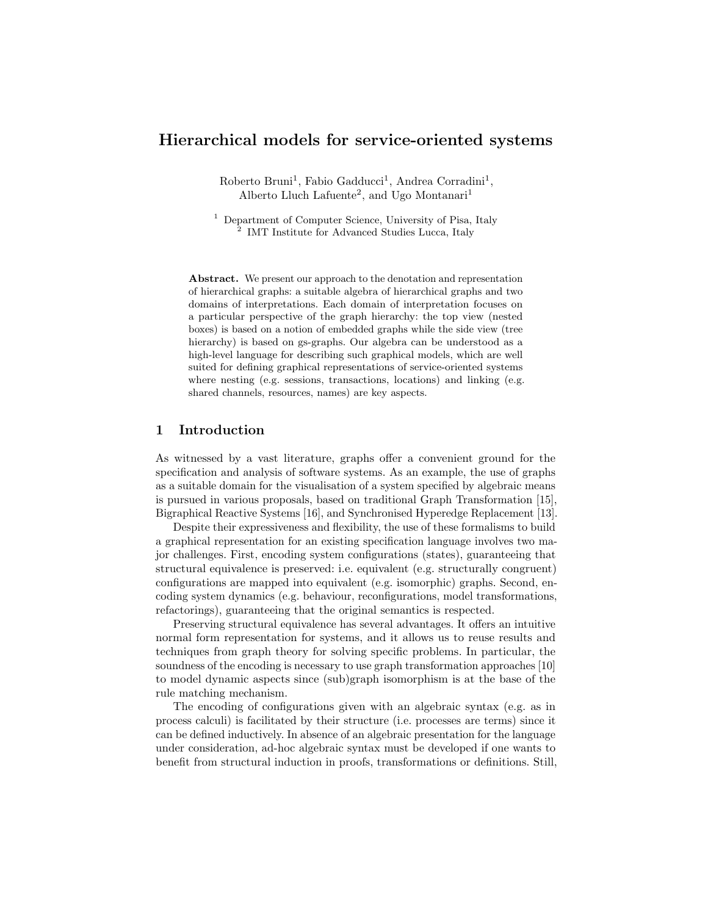# Hierarchical models for service-oriented systems

Roberto Bruni[1], Fabio Gadducci[1], Andrea Corradini[1], Alberto Lluch Lafuente[2], and Ugo Montanari[1]

[1] Department of Computer Science, University of Pisa, Italy
[2] IMT Institute for Advanced Studies Lucca, Italy

**Abstract.** We present our approach to the denotation and representation of hierarchical graphs: a suitable algebra of hierarchical graphs and two domains of interpretations. Each domain of interpretation focuses on a particular perspective of the graph hierarchy: the top view (nested boxes) is based on a notion of embedded graphs while the side view (tree hierarchy) is based on gs-graphs. Our algebra can be understood as a high-level language for describing such graphical models, which are well suited for defining graphical representations of service-oriented systems where nesting (e.g. sessions, transactions, locations) and linking (e.g. shared channels, resources, names) are key aspects.

## 1 Introduction

As witnessed by a vast literature, graphs offer a convenient ground for the specification and analysis of software systems. As an example, the use of graphs as a suitable domain for the visualisation of a system specified by algebraic means is pursued in various proposals, based on traditional Graph Transformation [15], Bigraphical Reactive Systems [16], and Synchronised Hyperedge Replacement [13].

Despite their expressiveness and flexibility, the use of these formalisms to build a graphical representation for an existing specification language involves two major challenges. First, encoding system configurations (states), guaranteeing that structural equivalence is preserved: i.e. equivalent (e.g. structurally congruent) configurations are mapped into equivalent (e.g. isomorphic) graphs. Second, encoding system dynamics (e.g. behaviour, reconfigurations, model transformations, refactorings), guaranteeing that the original semantics is respected.

Preserving structural equivalence has several advantages. It offers an intuitive normal form representation for systems, and it allows us to reuse results and techniques from graph theory for solving specific problems. In particular, the soundness of the encoding is necessary to use graph transformation approaches [10] to model dynamic aspects since (sub)graph isomorphism is at the base of the rule matching mechanism.

The encoding of configurations given with an algebraic syntax (e.g. as in process calculi) is facilitated by their structure (i.e. processes are terms) since it can be defined inductively. In absence of an algebraic presentation for the language under consideration, ad-hoc algebraic syntax must be developed if one wants to benefit from structural induction in proofs, transformations or definitions. Still,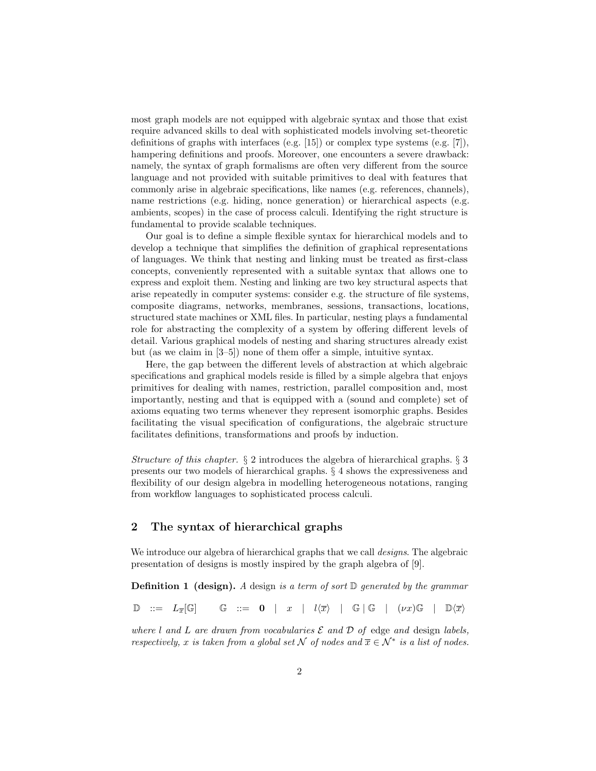most graph models are not equipped with algebraic syntax and those that exist require advanced skills to deal with sophisticated models involving set-theoretic definitions of graphs with interfaces (e.g. [15]) or complex type systems (e.g. [7]), hampering definitions and proofs. Moreover, one encounters a severe drawback: namely, the syntax of graph formalisms are often very different from the source language and not provided with suitable primitives to deal with features that commonly arise in algebraic specifications, like names (e.g. references, channels), name restrictions (e.g. hiding, nonce generation) or hierarchical aspects (e.g. ambients, scopes) in the case of process calculi. Identifying the right structure is fundamental to provide scalable techniques.

Our goal is to define a simple flexible syntax for hierarchical models and to develop a technique that simplifies the definition of graphical representations of languages. We think that nesting and linking must be treated as first-class concepts, conveniently represented with a suitable syntax that allows one to express and exploit them. Nesting and linking are two key structural aspects that arise repeatedly in computer systems: consider e.g. the structure of file systems, composite diagrams, networks, membranes, sessions, transactions, locations, structured state machines or XML files. In particular, nesting plays a fundamental role for abstracting the complexity of a system by offering different levels of detail. Various graphical models of nesting and sharing structures already exist but (as we claim in [3–5]) none of them offer a simple, intuitive syntax.

Here, the gap between the different levels of abstraction at which algebraic specifications and graphical models reside is filled by a simple algebra that enjoys primitives for dealing with names, restriction, parallel composition and, most importantly, nesting and that is equipped with a (sound and complete) set of axioms equating two terms whenever they represent isomorphic graphs. Besides facilitating the visual specification of configurations, the algebraic structure facilitates definitions, transformations and proofs by induction.

*Structure of this chapter.* § 2 introduces the algebra of hierarchical graphs. § 3 presents our two models of hierarchical graphs. § 4 shows the expressiveness and flexibility of our design algebra in modelling heterogeneous notations, ranging from workflow languages to sophisticated process calculi.

## 2 The syntax of hierarchical graphs

We introduce our algebra of hierarchical graphs that we call *designs*. The algebraic presentation of designs is mostly inspired by the graph algebra of [9].

**Definition 1 (design).** *A* design *is a term of sort* $\mathbb{D}$ *generated by the grammar*

$$\mathbb{D} \;::=\; L_{\overline{x}}[\mathbb{G}] \qquad \mathbb{G} \;::=\; \mathbf{0} \;\mid\; x \;\mid\; l\langle\overline{x}\rangle \;\mid\; \mathbb{G}\,|\,\mathbb{G} \;\mid\; (\nu x)\mathbb{G} \;\mid\; \mathbb{D}\langle\overline{x}\rangle$$

*where* $l$ *and* $L$ *are drawn from vocabularies* $\mathcal{E}$ *and* $\mathcal{D}$ *of* edge *and* design *labels, respectively,* $x$ *is taken from a global set* $\mathcal{N}$ *of nodes and* $\overline{x} \in \mathcal{N}^*$ *is a list of nodes.*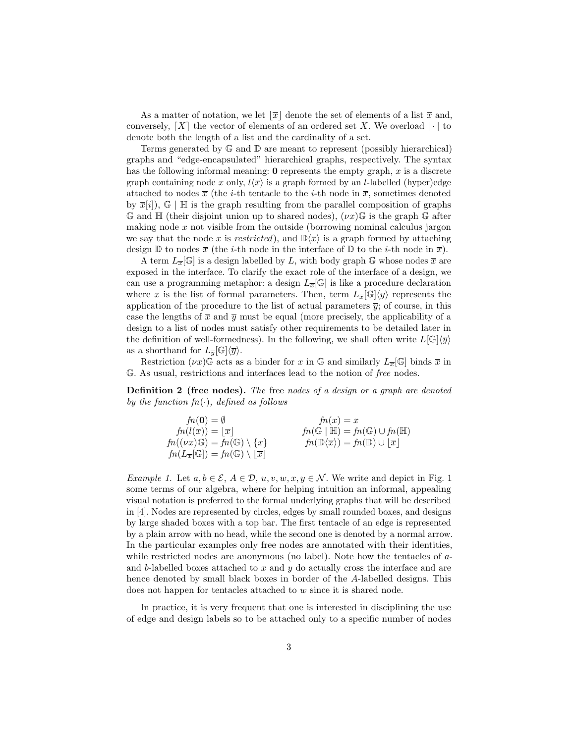As a matter of notation, we let $\lfloor \overline{x} \rfloor$ denote the set of elements of a list $\overline{x}$ and, conversely, $\lceil X \rceil$ the vector of elements of an ordered set $X$. We overload $|\cdot|$ to denote both the length of a list and the cardinality of a set.

Terms generated by $\mathbb{G}$ and $\mathbb{D}$ are meant to represent (possibly hierarchical) graphs and "edge-encapsulated" hierarchical graphs, respectively. The syntax has the following informal meaning: $\mathbf{0}$ represents the empty graph, $x$ is a discrete graph containing node $x$ only, $l\langle \overline{x} \rangle$ is a graph formed by an $l$-labelled (hyper)edge attached to nodes $\overline{x}$ (the $i$-th tentacle to the $i$-th node in $\overline{x}$, sometimes denoted by $\overline{x}[i]$), $\mathbb{G} \mid \mathbb{H}$ is the graph resulting from the parallel composition of graphs $\mathbb{G}$ and $\mathbb{H}$ (their disjoint union up to shared nodes), $(\nu x)\mathbb{G}$ is the graph $\mathbb{G}$ after making node $x$ not visible from the outside (borrowing nominal calculus jargon we say that the node $x$ is *restricted*), and $\mathbb{D}\langle \overline{x} \rangle$ is a graph formed by attaching design $\mathbb{D}$ to nodes $\overline{x}$ (the $i$-th node in the interface of $\mathbb{D}$ to the $i$-th node in $\overline{x}$).

A term $L_{\overline{x}}[\mathbb{G}]$ is a design labelled by $L$, with body graph $\mathbb{G}$ whose nodes $\overline{x}$ are exposed in the interface. To clarify the exact role of the interface of a design, we can use a programming metaphor: a design $L_{\overline{x}}[\mathbb{G}]$ is like a procedure declaration where $\overline{x}$ is the list of formal parameters. Then, term $L_{\overline{x}}[\mathbb{G}]\langle \overline{y} \rangle$ represents the application of the procedure to the list of actual parameters $\overline{y}$; of course, in this case the lengths of $\overline{x}$ and $\overline{y}$ must be equal (more precisely, the applicability of a design to a list of nodes must satisfy other requirements to be detailed later in the definition of well-formedness). In the following, we shall often write $L[\mathbb{G}]\langle \overline{y} \rangle$ as a shorthand for $L_{\overline{y}}[\mathbb{G}]\langle \overline{y} \rangle$.

Restriction $(\nu x)\mathbb{G}$ acts as a binder for $x$ in $\mathbb{G}$ and similarly $L_{\overline{x}}[\mathbb{G}]$ binds $\overline{x}$ in $\mathbb{G}$. As usual, restrictions and interfaces lead to the notion of *free* nodes.

**Definition 2 (free nodes).** *The* free *nodes of a design or a graph are denoted by the function $fn(\cdot)$, defined as follows*

$$
\begin{array}{ll}
fn(\mathbf{0}) = \emptyset & fn(x) = x \\
fn(l\langle \overline{x} \rangle) = \lfloor \overline{x} \rfloor & fn(\mathbb{G} \mid \mathbb{H}) = fn(\mathbb{G}) \cup fn(\mathbb{H}) \\
fn((\nu x)\mathbb{G}) = fn(\mathbb{G}) \setminus \{x\} & fn(\mathbb{D}\langle \overline{x} \rangle) = fn(\mathbb{D}) \cup \lfloor \overline{x} \rfloor \\
fn(L_{\overline{x}}[\mathbb{G}]) = fn(\mathbb{G}) \setminus \lfloor \overline{x} \rfloor &
\end{array}
$$

*Example 1.* Let $a, b \in \mathcal{E}$, $A \in \mathcal{D}$, $u, v, w, x, y \in \mathcal{N}$. We write and depict in Fig. 1 some terms of our algebra, where for helping intuition an informal, appealing visual notation is preferred to the formal underlying graphs that will be described in [4]. Nodes are represented by circles, edges by small rounded boxes, and designs by large shaded boxes with a top bar. The first tentacle of an edge is represented by a plain arrow with no head, while the second one is denoted by a normal arrow. In the particular examples only free nodes are annotated with their identities, while restricted nodes are anonymous (no label). Note how the tentacles of $a$- and $b$-labelled boxes attached to $x$ and $y$ do actually cross the interface and are hence denoted by small black boxes in border of the $A$-labelled designs. This does not happen for tentacles attached to $w$ since it is shared node.

In practice, it is very frequent that one is interested in disciplining the use of edge and design labels so to be attached only to a specific number of nodes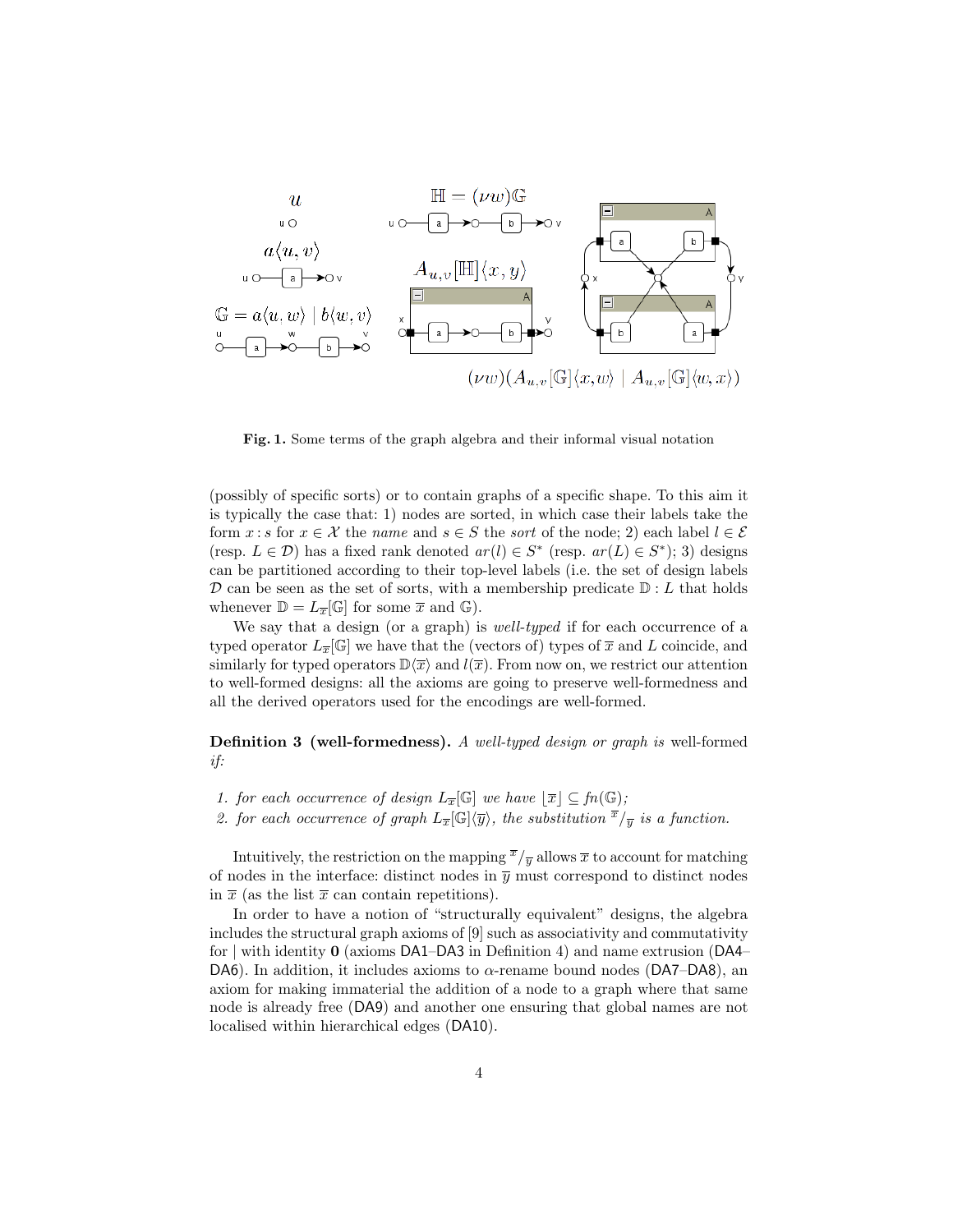**Fig. 1.** Some terms of the graph algebra and their informal visual notation

(possibly of specific sorts) or to contain graphs of a specific shape. To this aim it is typically the case that: 1) nodes are sorted, in which case their labels take the form $x : s$ for $x \in \mathcal{X}$ the *name* and $s \in S$ the *sort* of the node; 2) each label $l \in \mathcal{E}$ (resp. $L \in \mathcal{D}$) has a fixed rank denoted $ar(l) \in S^*$ (resp. $ar(L) \in S^*$); 3) designs can be partitioned according to their top-level labels (i.e. the set of design labels $\mathcal{D}$ can be seen as the set of sorts, with a membership predicate $\mathbb{D} : L$ that holds whenever $\mathbb{D} = L_{\overline{x}}[\mathbb{G}]$ for some $\overline{x}$ and $\mathbb{G}$).

We say that a design (or a graph) is *well-typed* if for each occurrence of a typed operator $L_{\overline{x}}[\mathbb{G}]$ we have that the (vectors of) types of $\overline{x}$ and $L$ coincide, and similarly for typed operators $\mathbb{D}\langle\overline{x}\rangle$ and $l(\overline{x})$. From now on, we restrict our attention to well-formed designs: all the axioms are going to preserve well-formedness and all the derived operators used for the encodings are well-formed.

**Definition 3 (well-formedness).** *A well-typed design or graph is* well-formed *if:*

1. *for each occurrence of design $L_{\overline{x}}[\mathbb{G}]$ we have $\lfloor\overline{x}\rfloor \subseteq fn(\mathbb{G})$;*
2. *for each occurrence of graph $L_{\overline{x}}[\mathbb{G}]\langle\overline{y}\rangle$, the substitution $^{\overline{x}}/_{\overline{y}}$ is a function.*

Intuitively, the restriction on the mapping $^{\overline{x}}/_{\overline{y}}$ allows $\overline{x}$ to account for matching of nodes in the interface: distinct nodes in $\overline{y}$ must correspond to distinct nodes in $\overline{x}$ (as the list $\overline{x}$ can contain repetitions).

In order to have a notion of "structurally equivalent" designs, the algebra includes the structural graph axioms of [9] such as associativity and commutativity for $|$ with identity $\mathbf{0}$ (axioms DA1–DA3 in Definition 4) and name extrusion (DA4–DA6). In addition, it includes axioms to $\alpha$-rename bound nodes (DA7–DA8), an axiom for making immaterial the addition of a node to a graph where that same node is already free (DA9) and another one ensuring that global names are not localised within hierarchical edges (DA10).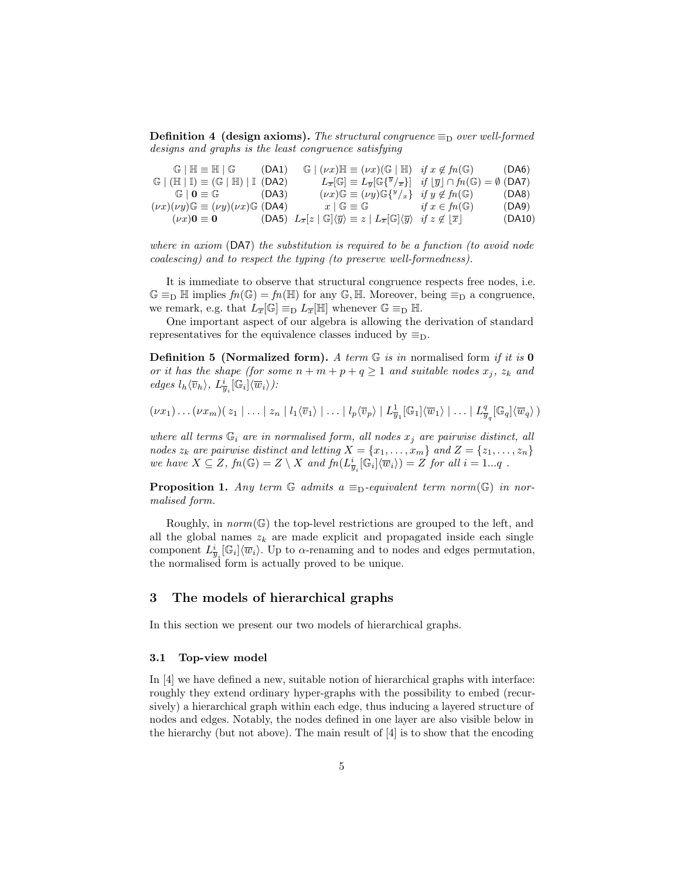**Definition 4 (design axioms).** *The structural congruence* $\equiv_{\mathrm{D}}$ *over well-formed designs and graphs is the least congruence satisfying*

| | | | | |
|---|---|---|---|---|
| $\mathbb{G} \mid \mathbb{H} \equiv \mathbb{H} \mid \mathbb{G}$ | (DA1) | $\mathbb{G} \mid (\nu x)\mathbb{H} \equiv (\nu x)(\mathbb{G} \mid \mathbb{H})$ | *if* $x \notin fn(\mathbb{G})$ | (DA6) |
| $\mathbb{G} \mid (\mathbb{H} \mid \mathbb{I}) \equiv (\mathbb{G} \mid \mathbb{H}) \mid \mathbb{I}$ | (DA2) | $L_{\overline{x}}[\mathbb{G}] \equiv L_{\overline{y}}[\mathbb{G}\{^{\overline{y}}/_{\overline{x}}\}]$ | *if* $\lfloor \overline{y} \rfloor \cap fn(\mathbb{G}) = \emptyset$ | (DA7) |
| $\mathbb{G} \mid \mathbf{0} \equiv \mathbb{G}$ | (DA3) | $(\nu x)\mathbb{G} \equiv (\nu y)\mathbb{G}\{^{y}/_{x}\}$ | *if* $y \notin fn(\mathbb{G})$ | (DA8) |
| $(\nu x)(\nu y)\mathbb{G} \equiv (\nu y)(\nu x)\mathbb{G}$ | (DA4) | $x \mid \mathbb{G} \equiv \mathbb{G}$ | *if* $x \in fn(\mathbb{G})$ | (DA9) |
| $(\nu x)\mathbf{0} \equiv \mathbf{0}$ | (DA5) | $L_{\overline{x}}[z \mid \mathbb{G}]\langle\overline{y}\rangle \equiv z \mid L_{\overline{x}}[\mathbb{G}]\langle\overline{y}\rangle$ | *if* $z \notin \lfloor \overline{x} \rfloor$ | (DA10) |

*where in axiom* (DA7) *the substitution is required to be a function (to avoid node coalescing) and to respect the typing (to preserve well-formedness).*

It is immediate to observe that structural congruence respects free nodes, i.e. $\mathbb{G} \equiv_{\mathrm{D}} \mathbb{H}$ implies $fn(\mathbb{G}) = fn(\mathbb{H})$ for any $\mathbb{G}, \mathbb{H}$. Moreover, being $\equiv_{\mathrm{D}}$ a congruence, we remark, e.g. that $L_{\overline{x}}[\mathbb{G}] \equiv_{\mathrm{D}} L_{\overline{x}}[\mathbb{H}]$ whenever $\mathbb{G} \equiv_{\mathrm{D}} \mathbb{H}$.

One important aspect of our algebra is allowing the derivation of standard representatives for the equivalence classes induced by $\equiv_{\mathrm{D}}$.

**Definition 5 (Normalized form).** *A term* $\mathbb{G}$ *is in* normalised form *if it is* $\mathbf{0}$ *or it has the shape (for some* $n + m + p + q \geq 1$ *and suitable nodes* $x_j$*,* $z_k$ *and edges* $l_h\langle\overline{v}_h\rangle$*,* $L^i_{\overline{y}_i}[\mathbb{G}_i]\langle\overline{w}_i\rangle$*):*

$$(\nu x_1)\dots(\nu x_m)(\, z_1 \mid \dots \mid z_n \mid l_1\langle\overline{v}_1\rangle \mid \dots \mid l_p\langle\overline{v}_p\rangle \mid L^1_{\overline{y}_1}[\mathbb{G}_1]\langle\overline{w}_1\rangle \mid \dots \mid L^q_{\overline{y}_q}[\mathbb{G}_q]\langle\overline{w}_q\rangle\,)$$

*where all terms* $\mathbb{G}_i$ *are in normalised form, all nodes* $x_j$ *are pairwise distinct, all nodes* $z_k$ *are pairwise distinct and letting* $X = \{x_1, \dots, x_m\}$ *and* $Z = \{z_1, \dots, z_n\}$ *we have* $X \subseteq Z$*,* $fn(\mathbb{G}) = Z \setminus X$ *and* $fn(L^i_{\overline{y}_i}[\mathbb{G}_i]\langle\overline{w}_i\rangle) = Z$ *for all* $i = 1...q$ *.*

**Proposition 1.** *Any term* $\mathbb{G}$ *admits a* $\equiv_{\mathrm{D}}$*-equivalent term* $norm(\mathbb{G})$ *in normalised form.*

Roughly, in $norm(\mathbb{G})$ the top-level restrictions are grouped to the left, and all the global names $z_k$ are made explicit and propagated inside each single component $L^i_{\overline{y}_i}[\mathbb{G}_i]\langle\overline{w}_i\rangle$. Up to $\alpha$-renaming and to nodes and edges permutation, the normalised form is actually proved to be unique.

## 3 The models of hierarchical graphs

In this section we present our two models of hierarchical graphs.

### 3.1 Top-view model

In [4] we have defined a new, suitable notion of hierarchical graphs with interface: roughly they extend ordinary hyper-graphs with the possibility to embed (recursively) a hierarchical graph within each edge, thus inducing a layered structure of nodes and edges. Notably, the nodes defined in one layer are also visible below in the hierarchy (but not above). The main result of [4] is to show that the encoding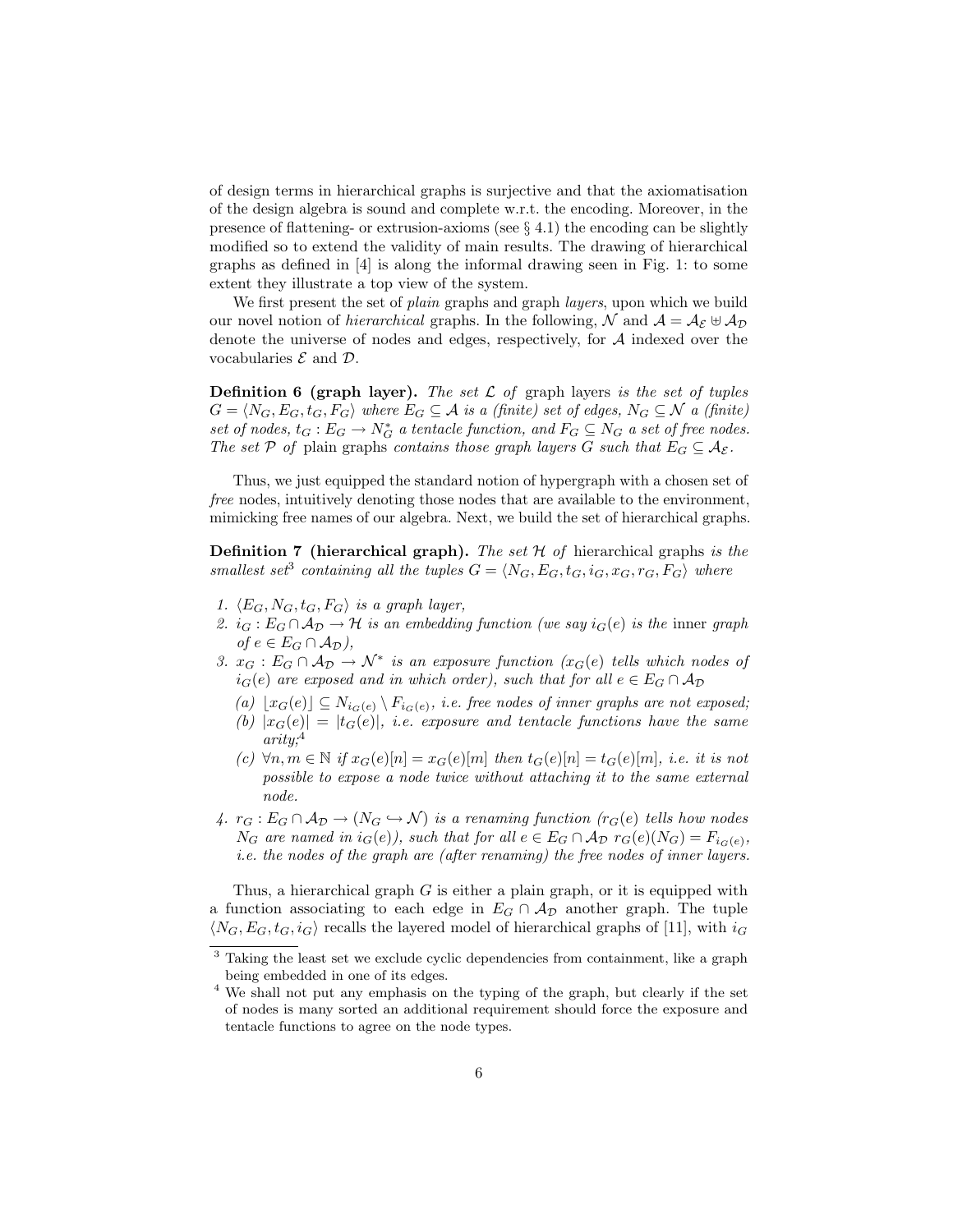of design terms in hierarchical graphs is surjective and that the axiomatisation of the design algebra is sound and complete w.r.t. the encoding. Moreover, in the presence of flattening- or extrusion-axioms (see § 4.1) the encoding can be slightly modified so to extend the validity of main results. The drawing of hierarchical graphs as defined in [4] is along the informal drawing seen in Fig. 1: to some extent they illustrate a top view of the system.

We first present the set of *plain* graphs and graph *layers*, upon which we build our novel notion of *hierarchical* graphs. In the following, $\mathcal{N}$ and $\mathcal{A} = \mathcal{A}_\mathcal{E} \uplus \mathcal{A}_\mathcal{D}$ denote the universe of nodes and edges, respectively, for $\mathcal{A}$ indexed over the vocabularies $\mathcal{E}$ and $\mathcal{D}$.

**Definition 6 (graph layer).** *The set $\mathcal{L}$ of* graph layers *is the set of tuples $G = \langle N_G, E_G, t_G, F_G \rangle$ where $E_G \subseteq \mathcal{A}$ is a (finite) set of edges, $N_G \subseteq \mathcal{N}$ a (finite) set of nodes, $t_G : E_G \to N_G^*$ a tentacle function, and $F_G \subseteq N_G$ a set of free nodes. The set $\mathcal{P}$ of* plain graphs *contains those graph layers $G$ such that $E_G \subseteq \mathcal{A}_\mathcal{E}$.*

Thus, we just equipped the standard notion of hypergraph with a chosen set of *free* nodes, intuitively denoting those nodes that are available to the environment, mimicking free names of our algebra. Next, we build the set of hierarchical graphs.

**Definition 7 (hierarchical graph).** *The set $\mathcal{H}$ of* hierarchical graphs *is the smallest set*[3] *containing all the tuples $G = \langle N_G, E_G, t_G, i_G, x_G, r_G, F_G \rangle$ where*

1. *$\langle E_G, N_G, t_G, F_G \rangle$ is a graph layer,*
2. *$i_G : E_G \cap \mathcal{A}_\mathcal{D} \to \mathcal{H}$ is an embedding function (we say $i_G(e)$ is the* inner *graph of $e \in E_G \cap \mathcal{A}_\mathcal{D}$),*
3. *$x_G : E_G \cap \mathcal{A}_\mathcal{D} \to \mathcal{N}^*$ is an exposure function ($x_G(e)$ tells which nodes of $i_G(e)$ are exposed and in which order), such that for all $e \in E_G \cap \mathcal{A}_\mathcal{D}$*
   - (a) *$\lfloor x_G(e) \rfloor \subseteq N_{i_G(e)} \setminus F_{i_G(e)}$, i.e. free nodes of inner graphs are not exposed;*
   - (b) *$|x_G(e)| = |t_G(e)|$, i.e. exposure and tentacle functions have the same arity;*[4]
   - (c) *$\forall n, m \in \mathbb{N}$ if $x_G(e)[n] = x_G(e)[m]$ then $t_G(e)[n] = t_G(e)[m]$, i.e. it is not possible to expose a node twice without attaching it to the same external node.*
4. *$r_G : E_G \cap \mathcal{A}_\mathcal{D} \to (N_G \hookrightarrow \mathcal{N})$ is a renaming function ($r_G(e)$ tells how nodes $N_G$ are named in $i_G(e)$), such that for all $e \in E_G \cap \mathcal{A}_\mathcal{D}$ $r_G(e)(N_G) = F_{i_G(e)}$, i.e. the nodes of the graph are (after renaming) the free nodes of inner layers.*

Thus, a hierarchical graph $G$ is either a plain graph, or it is equipped with a function associating to each edge in $E_G \cap \mathcal{A}_\mathcal{D}$ another graph. The tuple $\langle N_G, E_G, t_G, i_G \rangle$ recalls the layered model of hierarchical graphs of [11], with $i_G$

[3] Taking the least set we exclude cyclic dependencies from containment, like a graph being embedded in one of its edges.

[4] We shall not put any emphasis on the typing of the graph, but clearly if the set of nodes is many sorted an additional requirement should force the exposure and tentacle functions to agree on the node types.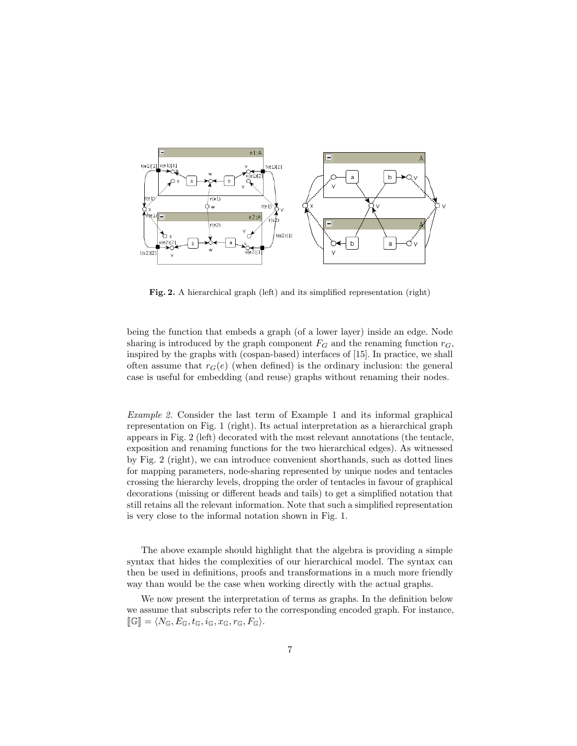**Fig. 2.** A hierarchical graph (left) and its simplified representation (right)

being the function that embeds a graph (of a lower layer) inside an edge. Node sharing is introduced by the graph component $F_G$ and the renaming function $r_G$, inspired by the graphs with (cospan-based) interfaces of [15]. In practice, we shall often assume that $r_G(e)$ (when defined) is the ordinary inclusion: the general case is useful for embedding (and reuse) graphs without renaming their nodes.

*Example 2.* Consider the last term of Example 1 and its informal graphical representation on Fig. 1 (right). Its actual interpretation as a hierarchical graph appears in Fig. 2 (left) decorated with the most relevant annotations (the tentacle, exposition and renaming functions for the two hierarchical edges). As witnessed by Fig. 2 (right), we can introduce convenient shorthands, such as dotted lines for mapping parameters, node-sharing represented by unique nodes and tentacles crossing the hierarchy levels, dropping the order of tentacles in favour of graphical decorations (missing or different heads and tails) to get a simplified notation that still retains all the relevant information. Note that such a simplified representation is very close to the informal notation shown in Fig. 1.

The above example should highlight that the algebra is providing a simple syntax that hides the complexities of our hierarchical model. The syntax can then be used in definitions, proofs and transformations in a much more friendly way than would be the case when working directly with the actual graphs.

We now present the interpretation of terms as graphs. In the definition below we assume that subscripts refer to the corresponding encoded graph. For instance, $[\![\mathbb{G}]\!] = \langle N_{\mathbb{G}}, E_{\mathbb{G}}, t_{\mathbb{G}}, i_{\mathbb{G}}, x_{\mathbb{G}}, r_{\mathbb{G}}, F_{\mathbb{G}} \rangle$.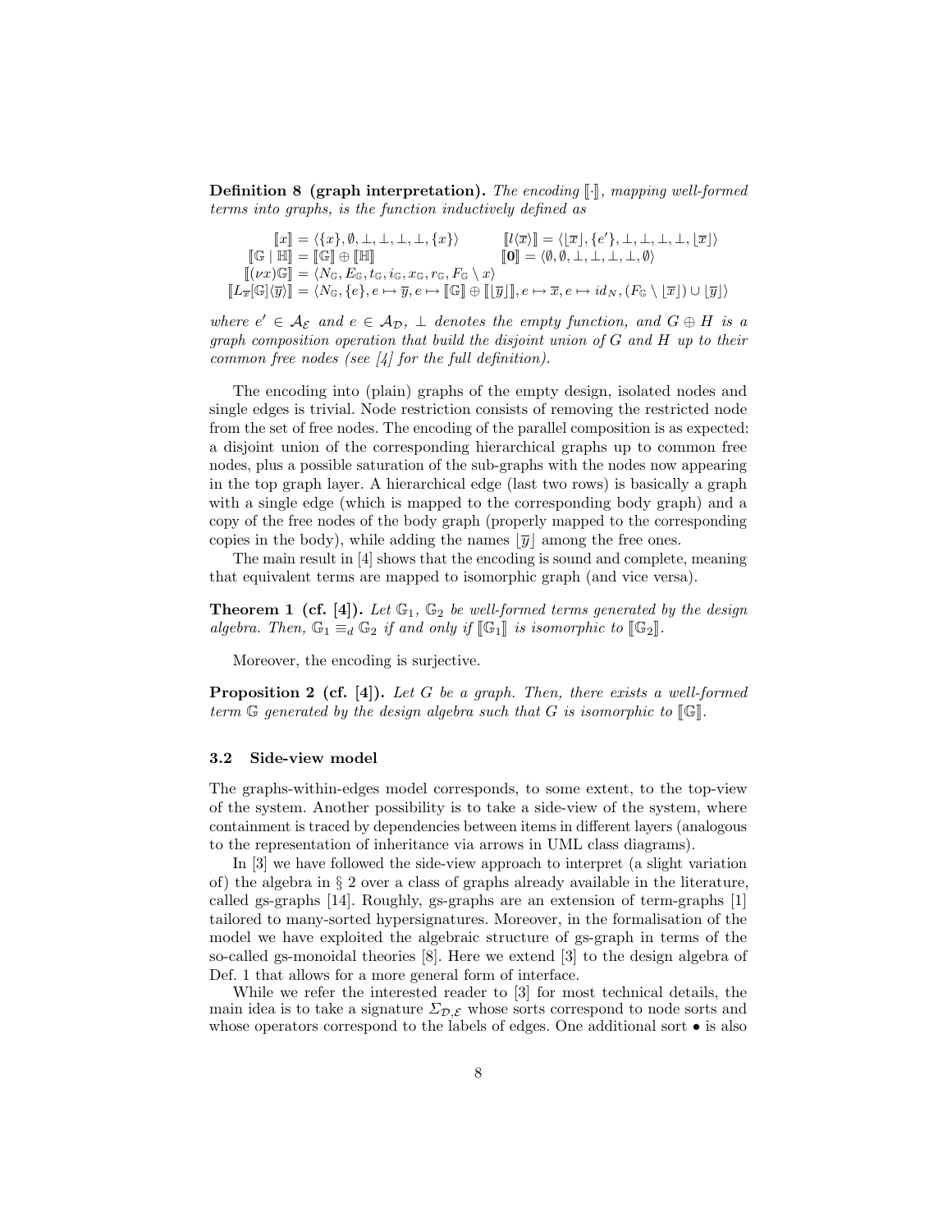**Definition 8 (graph interpretation).** *The encoding* $[\![\cdot]\!]$*, mapping well-formed terms into graphs, is the function inductively defined as*

$$
\begin{array}{ll}
[\![x]\!] = \langle \{x\}, \emptyset, \bot, \bot, \bot, \bot, \{x\} \rangle & [\![l\langle \overline{x} \rangle]\!] = \langle \lfloor \overline{x} \rfloor, \{e'\}, \bot, \bot, \bot, \bot, \lfloor \overline{x} \rfloor \rangle \\
[\![\mathbb{G} \mid \mathbb{H}]\!] = [\![\mathbb{G}]\!] \oplus [\![\mathbb{H}]\!] & [\![\mathbf{0}]\!] = \langle \emptyset, \emptyset, \bot, \bot, \bot, \bot, \emptyset \rangle \\
[\![(\nu x)\mathbb{G}]\!] = \langle N_{\mathbb{G}}, E_{\mathbb{G}}, t_{\mathbb{G}}, i_{\mathbb{G}}, x_{\mathbb{G}}, r_{\mathbb{G}}, F_{\mathbb{G}} \setminus x \rangle & \\
[\![L_{\overline{x}}[\mathbb{G}]\langle \overline{y} \rangle]\!] = \langle N_{\mathbb{G}}, \{e\}, e \mapsto \overline{y}, e \mapsto [\![\mathbb{G}]\!] \oplus [\![\lfloor \overline{y} \rfloor]\!], e \mapsto \overline{x}, e \mapsto id_N, (F_{\mathbb{G}} \setminus \lfloor \overline{x} \rfloor) \cup \lfloor \overline{y} \rfloor \rangle &
\end{array}
$$

*where* $e' \in \mathcal{A}_{\mathcal{E}}$ *and* $e \in \mathcal{A}_{\mathcal{D}}$*,* $\bot$ *denotes the empty function, and* $G \oplus H$ *is a graph composition operation that build the disjoint union of* $G$ *and* $H$ *up to their common free nodes (see [4] for the full definition).*

The encoding into (plain) graphs of the empty design, isolated nodes and single edges is trivial. Node restriction consists of removing the restricted node from the set of free nodes. The encoding of the parallel composition is as expected: a disjoint union of the corresponding hierarchical graphs up to common free nodes, plus a possible saturation of the sub-graphs with the nodes now appearing in the top graph layer. A hierarchical edge (last two rows) is basically a graph with a single edge (which is mapped to the corresponding body graph) and a copy of the free nodes of the body graph (properly mapped to the corresponding copies in the body), while adding the names $\lfloor \overline{y} \rfloor$ among the free ones.

The main result in [4] shows that the encoding is sound and complete, meaning that equivalent terms are mapped to isomorphic graph (and vice versa).

**Theorem 1 (cf. [4]).** *Let* $\mathbb{G}_1$*,* $\mathbb{G}_2$ *be well-formed terms generated by the design algebra. Then,* $\mathbb{G}_1 \equiv_d \mathbb{G}_2$ *if and only if* $[\![\mathbb{G}_1]\!]$ *is isomorphic to* $[\![\mathbb{G}_2]\!]$*.*

Moreover, the encoding is surjective.

**Proposition 2 (cf. [4]).** *Let* $G$ *be a graph. Then, there exists a well-formed term* $\mathbb{G}$ *generated by the design algebra such that* $G$ *is isomorphic to* $[\![\mathbb{G}]\!]$*.*

### 3.2 Side-view model

The graphs-within-edges model corresponds, to some extent, to the top-view of the system. Another possibility is to take a side-view of the system, where containment is traced by dependencies between items in different layers (analogous to the representation of inheritance via arrows in UML class diagrams).

In [3] we have followed the side-view approach to interpret (a slight variation of) the algebra in § 2 over a class of graphs already available in the literature, called gs-graphs [14]. Roughly, gs-graphs are an extension of term-graphs [1] tailored to many-sorted hypersignatures. Moreover, in the formalisation of the model we have exploited the algebraic structure of gs-graph in terms of the so-called gs-monoidal theories [8]. Here we extend [3] to the design algebra of Def. 1 that allows for a more general form of interface.

While we refer the interested reader to [3] for most technical details, the main idea is to take a signature $\Sigma_{\mathcal{D},\mathcal{E}}$ whose sorts correspond to node sorts and whose operators correspond to the labels of edges. One additional sort $\bullet$ is also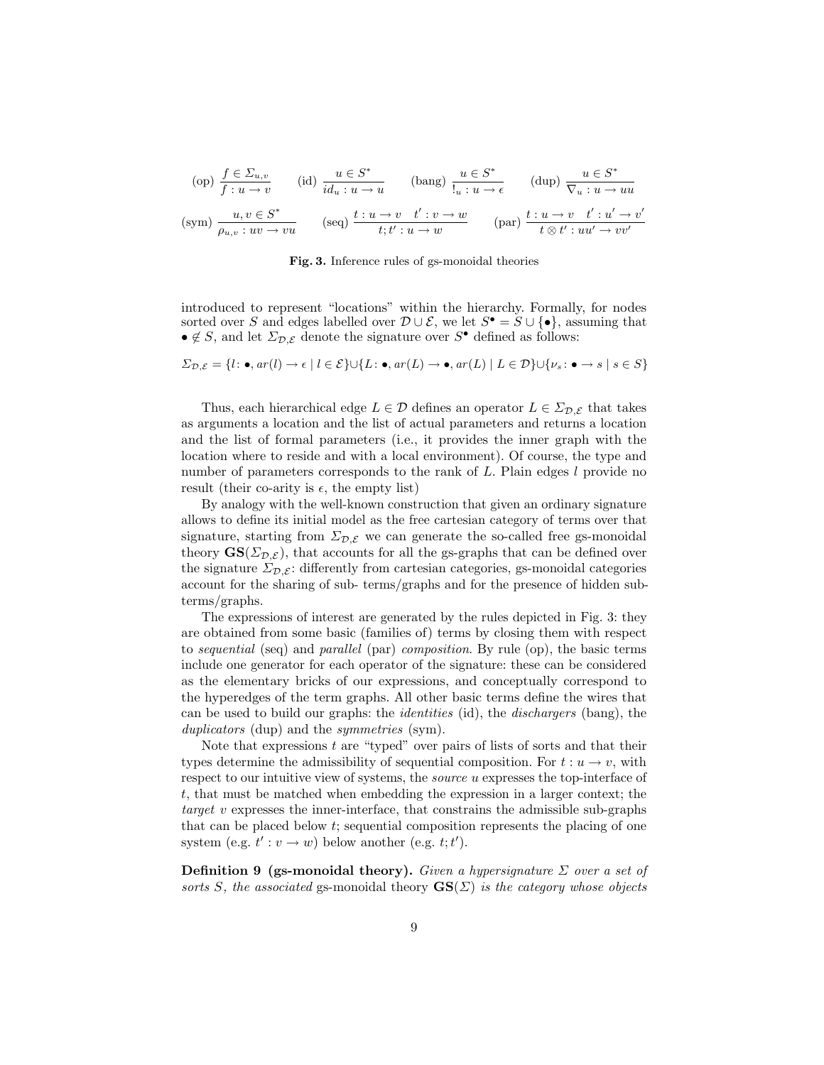$$
\text{(op)}\ \frac{f \in \Sigma_{u,v}}{f : u \to v} \qquad \text{(id)}\ \frac{u \in S^*}{id_u : u \to u} \qquad \text{(bang)}\ \frac{u \in S^*}{!_u : u \to \epsilon} \qquad \text{(dup)}\ \frac{u \in S^*}{\nabla_u : u \to uu}
$$

$$
\text{(sym)}\ \frac{u, v \in S^*}{\rho_{u,v} : uv \to vu} \qquad \text{(seq)}\ \frac{t : u \to v \quad t' : v \to w}{t; t' : u \to w} \qquad \text{(par)}\ \frac{t : u \to v \quad t' : u' \to v'}{t \otimes t' : uu' \to vv'}
$$

**Fig. 3.** Inference rules of gs-monoidal theories

introduced to represent "locations" within the hierarchy. Formally, for nodes sorted over $S$ and edges labelled over $\mathcal{D} \cup \mathcal{E}$, we let $S^\bullet = S \cup \{\bullet\}$, assuming that $\bullet \notin S$, and let $\Sigma_{\mathcal{D},\mathcal{E}}$ denote the signature over $S^\bullet$ defined as follows:

$$
\Sigma_{\mathcal{D},\mathcal{E}} = \{l \colon \bullet, ar(l) \to \epsilon \mid l \in \mathcal{E}\} \cup \{L \colon \bullet, ar(L) \to \bullet, ar(L) \mid L \in \mathcal{D}\} \cup \{\nu_s \colon \bullet \to s \mid s \in S\}
$$

Thus, each hierarchical edge $L \in \mathcal{D}$ defines an operator $L \in \Sigma_{\mathcal{D},\mathcal{E}}$ that takes as arguments a location and the list of actual parameters and returns a location and the list of formal parameters (i.e., it provides the inner graph with the location where to reside and with a local environment). Of course, the type and number of parameters corresponds to the rank of $L$. Plain edges $l$ provide no result (their co-arity is $\epsilon$, the empty list)

By analogy with the well-known construction that given an ordinary signature allows to define its initial model as the free cartesian category of terms over that signature, starting from $\Sigma_{\mathcal{D},\mathcal{E}}$ we can generate the so-called free gs-monoidal theory $\mathbf{GS}(\Sigma_{\mathcal{D},\mathcal{E}})$, that accounts for all the gs-graphs that can be defined over the signature $\Sigma_{\mathcal{D},\mathcal{E}}$: differently from cartesian categories, gs-monoidal categories account for the sharing of sub- terms/graphs and for the presence of hidden sub-terms/graphs.

The expressions of interest are generated by the rules depicted in Fig. 3: they are obtained from some basic (families of) terms by closing them with respect to *sequential* (seq) and *parallel* (par) *composition*. By rule (op), the basic terms include one generator for each operator of the signature: these can be considered as the elementary bricks of our expressions, and conceptually correspond to the hyperedges of the term graphs. All other basic terms define the wires that can be used to build our graphs: the *identities* (id), the *dischargers* (bang), the *duplicators* (dup) and the *symmetries* (sym).

Note that expressions $t$ are "typed" over pairs of lists of sorts and that their types determine the admissibility of sequential composition. For $t : u \to v$, with respect to our intuitive view of systems, the *source* $u$ expresses the top-interface of $t$, that must be matched when embedding the expression in a larger context; the *target* $v$ expresses the inner-interface, that constrains the admissible sub-graphs that can be placed below $t$; sequential composition represents the placing of one system (e.g. $t' : v \to w$) below another (e.g. $t; t'$).

**Definition 9 (gs-monoidal theory).** *Given a hypersignature $\Sigma$ over a set of sorts $S$, the associated* gs-monoidal theory $\mathbf{GS}(\Sigma)$ *is the category whose objects*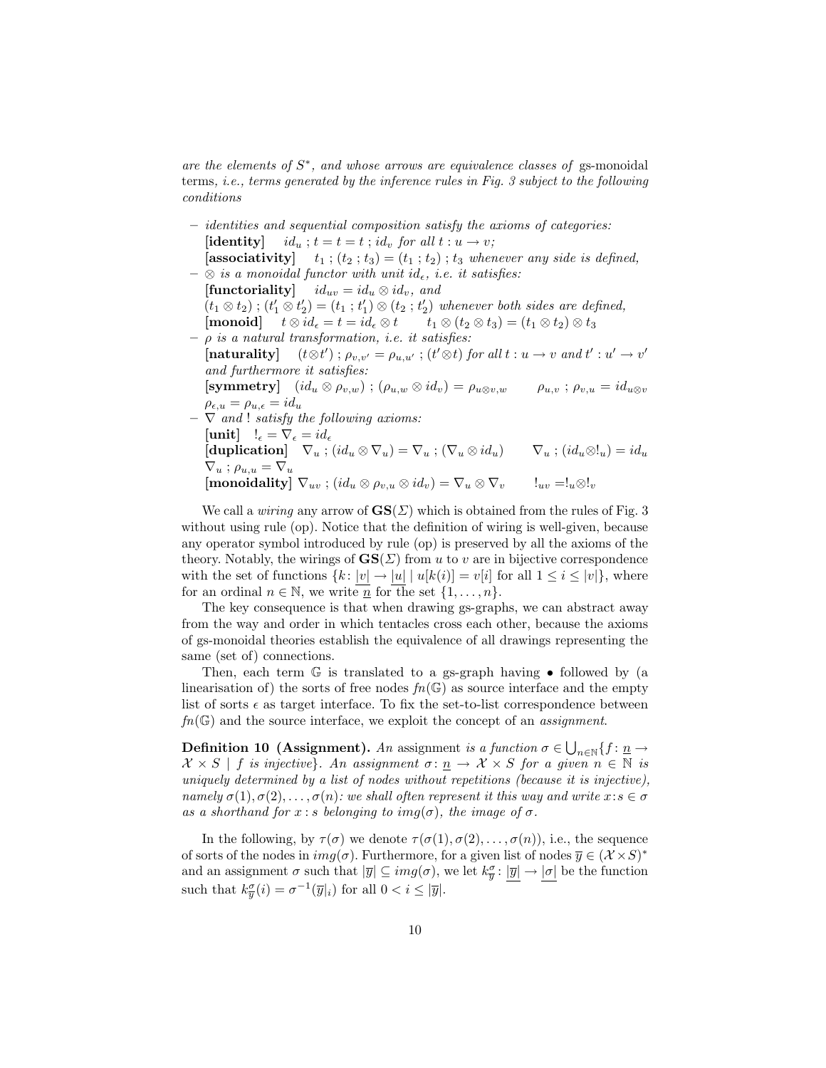*are the elements of $S^*$, and whose arrows are equivalence classes of* gs-monoidal terms*, i.e., terms generated by the inference rules in Fig. 3 subject to the following conditions*

- *identities and sequential composition satisfy the axioms of categories:*
  **[identity]** $id_u \,;\, t = t = t \,;\, id_v$ *for all* $t : u \to v$;
  **[associativity]** $t_1 \,;\, (t_2 \,;\, t_3) = (t_1 \,;\, t_2) \,;\, t_3$ *whenever any side is defined,*
- $\otimes$ *is a monoidal functor with unit* $id_\epsilon$*, i.e. it satisfies:*
  **[functoriality]** $id_{uv} = id_u \otimes id_v$*, and*
  $(t_1 \otimes t_2) \,;\, (t'_1 \otimes t'_2) = (t_1 \,;\, t'_1) \otimes (t_2 \,;\, t'_2)$ *whenever both sides are defined,*
  **[monoid]** $t \otimes id_\epsilon = t = id_\epsilon \otimes t \qquad t_1 \otimes (t_2 \otimes t_3) = (t_1 \otimes t_2) \otimes t_3$
- $\rho$ *is a natural transformation, i.e. it satisfies:*
  **[naturality]** $(t \otimes t') \,;\, \rho_{v,v'} = \rho_{u,u'} \,;\, (t' \otimes t)$ *for all* $t : u \to v$ *and* $t' : u' \to v'$ *and furthermore it satisfies:*
  **[symmetry]** $(id_u \otimes \rho_{v,w}) \,;\, (\rho_{u,w} \otimes id_v) = \rho_{u \otimes v, w} \qquad \rho_{u,v} \,;\, \rho_{v,u} = id_{u \otimes v}$
  $\rho_{\epsilon,u} = \rho_{u,\epsilon} = id_u$
- $\nabla$ *and* $!$ *satisfy the following axioms:*
  **[unit]** $!_\epsilon = \nabla_\epsilon = id_\epsilon$
  **[duplication]** $\nabla_u \,;\, (id_u \otimes \nabla_u) = \nabla_u \,;\, (\nabla_u \otimes id_u) \qquad \nabla_u \,;\, (id_u \otimes !_u) = id_u$
  $\nabla_u \,;\, \rho_{u,u} = \nabla_u$
  **[monoidality]** $\nabla_{uv} \,;\, (id_u \otimes \rho_{v,u} \otimes id_v) = \nabla_u \otimes \nabla_v \qquad !_{uv} = !_u \otimes !_v$

We call a *wiring* any arrow of $\mathbf{GS}(\Sigma)$ which is obtained from the rules of Fig. 3 without using rule (op). Notice that the definition of wiring is well-given, because any operator symbol introduced by rule (op) is preserved by all the axioms of the theory. Notably, the wirings of $\mathbf{GS}(\Sigma)$ from $u$ to $v$ are in bijective correspondence with the set of functions $\{k \colon \underline{|v|} \to \underline{|u|} \mid u[k(i)] = v[i] \text{ for all } 1 \le i \le |v|\}$, where for an ordinal $n \in \mathbb{N}$, we write $\underline{n}$ for the set $\{1, \ldots, n\}$.

The key consequence is that when drawing gs-graphs, we can abstract away from the way and order in which tentacles cross each other, because the axioms of gs-monoidal theories establish the equivalence of all drawings representing the same (set of) connections.

Then, each term $\mathbb{G}$ is translated to a gs-graph having $\bullet$ followed by (a linearisation of) the sorts of free nodes $fn(\mathbb{G})$ as source interface and the empty list of sorts $\epsilon$ as target interface. To fix the set-to-list correspondence between $fn(\mathbb{G})$ and the source interface, we exploit the concept of an *assignment*.

**Definition 10 (Assignment).** *An* assignment *is a function* $\sigma \in \bigcup_{n \in \mathbb{N}} \{f \colon \underline{n} \to \mathcal{X} \times S \mid f \text{ is injective}\}$*. An assignment* $\sigma \colon \underline{n} \to \mathcal{X} \times S$ *for a given* $n \in \mathbb{N}$ *is uniquely determined by a list of nodes without repetitions (because it is injective), namely* $\sigma(1), \sigma(2), \ldots, \sigma(n)$*: we shall often represent it this way and write* $x\!:\!s \in \sigma$ *as a shorthand for* $x : s$ *belonging to* $img(\sigma)$*, the image of* $\sigma$*.*

In the following, by $\tau(\sigma)$ we denote $\tau(\sigma(1), \sigma(2), \ldots, \sigma(n))$, i.e., the sequence of sorts of the nodes in $img(\sigma)$. Furthermore, for a given list of nodes $\overline{y} \in (\mathcal{X} \times S)^*$ and an assignment $\sigma$ such that $|\overline{y}| \subseteq img(\sigma)$, we let $k^\sigma_{\overline{y}} \colon \underline{|\overline{y}|} \to \underline{|\sigma|}$ be the function such that $k^\sigma_{\overline{y}}(i) = \sigma^{-1}(\overline{y}|_i)$ for all $0 < i \le |\overline{y}|$.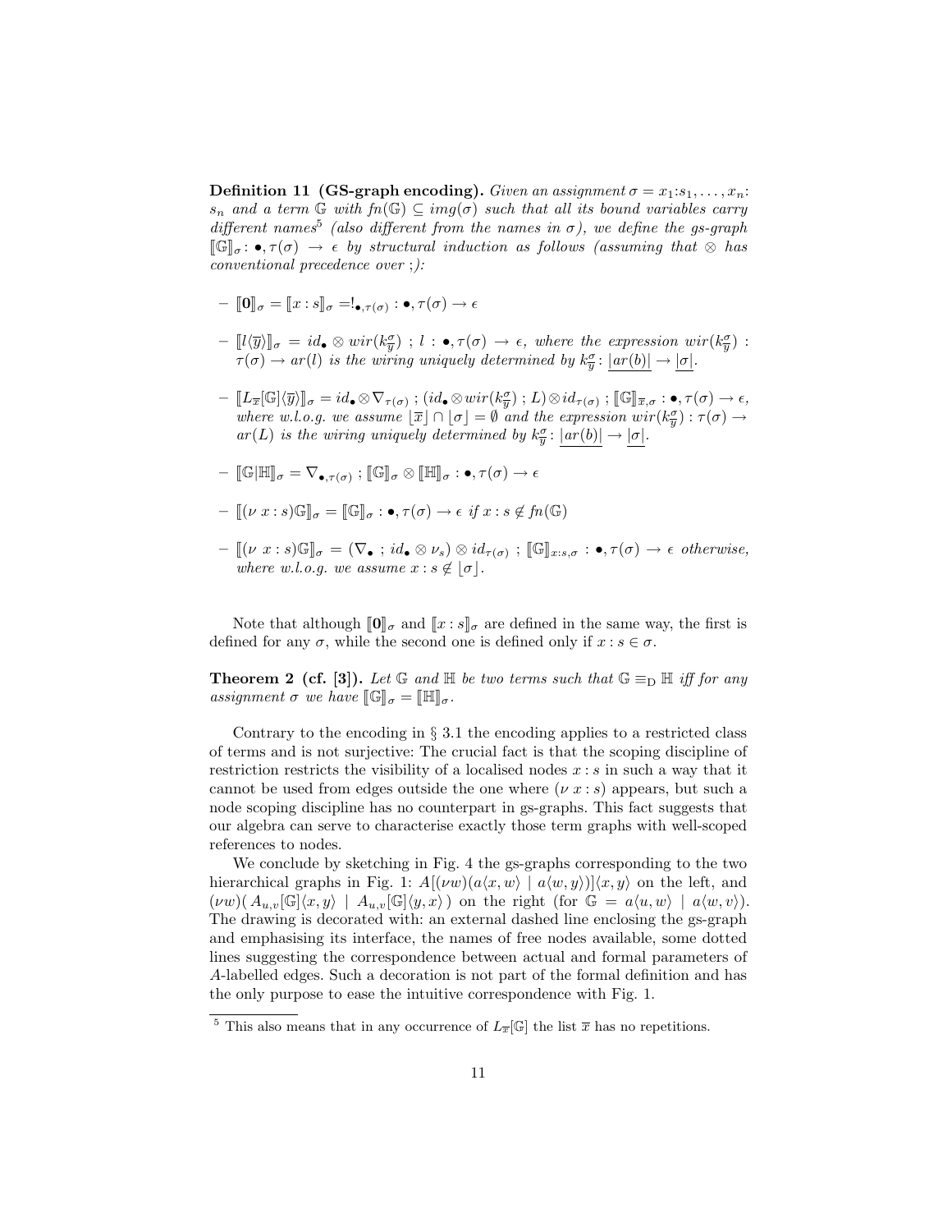**Definition 11 (GS-graph encoding).** *Given an assignment $\sigma = x_1{:}s_1, \ldots, x_n{:} s_n$ and a term $\mathbb{G}$ with $fn(\mathbb{G}) \subseteq img(\sigma)$ such that all its bound variables carry different names*[5] *(also different from the names in $\sigma$), we define the gs-graph $[\![\mathbb{G}]\!]_\sigma \colon \bullet, \tau(\sigma) \to \epsilon$ by structural induction as follows (assuming that $\otimes$ has conventional precedence over $;$):*

- $[\![\mathbf{0}]\!]_\sigma = [\![x : s]\!]_\sigma = !_{\bullet,\tau(\sigma)} : \bullet, \tau(\sigma) \to \epsilon$
- $[\![l\langle \overline{y} \rangle]\!]_\sigma = id_\bullet \otimes wir(k^\sigma_{\overline{y}}) \; ; \; l : \bullet, \tau(\sigma) \to \epsilon$, *where the expression $wir(k^\sigma_{\overline{y}}) : \tau(\sigma) \to ar(l)$ is the wiring uniquely determined by $k^\sigma_{\overline{y}} \colon \underline{|ar(b)|} \to \underline{|\sigma|}$.*
- $[\![L_{\overline{x}}[\mathbb{G}]\langle \overline{y} \rangle]\!]_\sigma = id_\bullet \otimes \nabla_{\tau(\sigma)} \; ; \; (id_\bullet \otimes wir(k^\sigma_{\overline{y}}) \; ; \; L) \otimes id_{\tau(\sigma)} \; ; \; [\![\mathbb{G}]\!]_{\overline{x},\sigma} : \bullet, \tau(\sigma) \to \epsilon$, *where w.l.o.g. we assume $\lfloor \overline{x} \rfloor \cap \lfloor \sigma \rfloor = \emptyset$ and the expression $wir(k^\sigma_{\overline{y}}) : \tau(\sigma) \to ar(L)$ is the wiring uniquely determined by $k^\sigma_{\overline{y}} \colon \underline{|ar(b)|} \to \underline{|\sigma|}$.*
- $[\![\mathbb{G} | \mathbb{H}]\!]_\sigma = \nabla_{\bullet,\tau(\sigma)} \; ; \; [\![\mathbb{G}]\!]_\sigma \otimes [\![\mathbb{H}]\!]_\sigma : \bullet, \tau(\sigma) \to \epsilon$
- $[\![(\nu\ x : s)\mathbb{G}]\!]_\sigma = [\![\mathbb{G}]\!]_\sigma : \bullet, \tau(\sigma) \to \epsilon$ *if $x : s \notin fn(\mathbb{G})$*
- $[\![(\nu\ x : s)\mathbb{G}]\!]_\sigma = (\nabla_\bullet \; ; \; id_\bullet \otimes \nu_s) \otimes id_{\tau(\sigma)} \; ; \; [\![\mathbb{G}]\!]_{x:s,\sigma} : \bullet, \tau(\sigma) \to \epsilon$ *otherwise, where w.l.o.g. we assume $x : s \notin \lfloor \sigma \rfloor$.*

Note that although $[\![\mathbf{0}]\!]_\sigma$ and $[\![x : s]\!]_\sigma$ are defined in the same way, the first is defined for any $\sigma$, while the second one is defined only if $x : s \in \sigma$.

**Theorem 2 (cf. [3]).** *Let $\mathbb{G}$ and $\mathbb{H}$ be two terms such that $\mathbb{G} \equiv_\mathrm{D} \mathbb{H}$ iff for any assignment $\sigma$ we have $[\![\mathbb{G}]\!]_\sigma = [\![\mathbb{H}]\!]_\sigma$.*

Contrary to the encoding in § 3.1 the encoding applies to a restricted class of terms and is not surjective: The crucial fact is that the scoping discipline of restriction restricts the visibility of a localised nodes $x : s$ in such a way that it cannot be used from edges outside the one where $(\nu\ x : s)$ appears, but such a node scoping discipline has no counterpart in gs-graphs. This fact suggests that our algebra can serve to characterise exactly those term graphs with well-scoped references to nodes.

We conclude by sketching in Fig. 4 the gs-graphs corresponding to the two hierarchical graphs in Fig. 1: $A[(\nu w)(a\langle x, w\rangle \mid a\langle w, y\rangle)]\langle x, y\rangle$ on the left, and $(\nu w)(\, A_{u,v}[\mathbb{G}]\langle x, y\rangle \mid A_{u,v}[\mathbb{G}]\langle y, x\rangle\,)$ on the right (for $\mathbb{G} = a\langle u, w\rangle \mid a\langle w, v\rangle$). The drawing is decorated with: an external dashed line enclosing the gs-graph and emphasising its interface, the names of free nodes available, some dotted lines suggesting the correspondence between actual and formal parameters of $A$-labelled edges. Such a decoration is not part of the formal definition and has the only purpose to ease the intuitive correspondence with Fig. 1.

[5] This also means that in any occurrence of $L_{\overline{x}}[\mathbb{G}]$ the list $\overline{x}$ has no repetitions.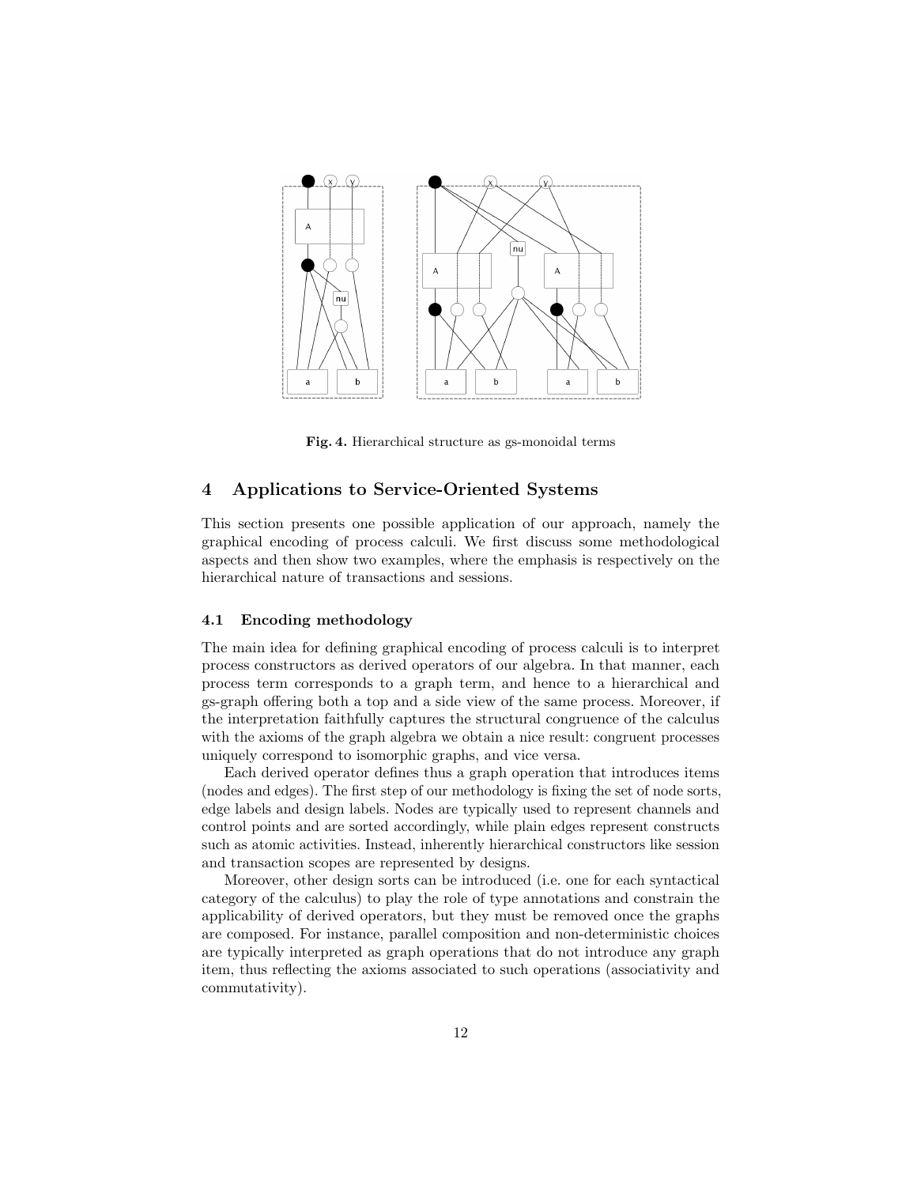**Fig. 4.** Hierarchical structure as gs-monoidal terms

## 4 Applications to Service-Oriented Systems

This section presents one possible application of our approach, namely the graphical encoding of process calculi. We first discuss some methodological aspects and then show two examples, where the emphasis is respectively on the hierarchical nature of transactions and sessions.

### 4.1 Encoding methodology

The main idea for defining graphical encoding of process calculi is to interpret process constructors as derived operators of our algebra. In that manner, each process term corresponds to a graph term, and hence to a hierarchical and gs-graph offering both a top and a side view of the same process. Moreover, if the interpretation faithfully captures the structural congruence of the calculus with the axioms of the graph algebra we obtain a nice result: congruent processes uniquely correspond to isomorphic graphs, and vice versa.

Each derived operator defines thus a graph operation that introduces items (nodes and edges). The first step of our methodology is fixing the set of node sorts, edge labels and design labels. Nodes are typically used to represent channels and control points and are sorted accordingly, while plain edges represent constructs such as atomic activities. Instead, inherently hierarchical constructors like session and transaction scopes are represented by designs.

Moreover, other design sorts can be introduced (i.e. one for each syntactical category of the calculus) to play the role of type annotations and constrain the applicability of derived operators, but they must be removed once the graphs are composed. For instance, parallel composition and non-deterministic choices are typically interpreted as graph operations that do not introduce any graph item, thus reflecting the axioms associated to such operations (associativity and commutativity).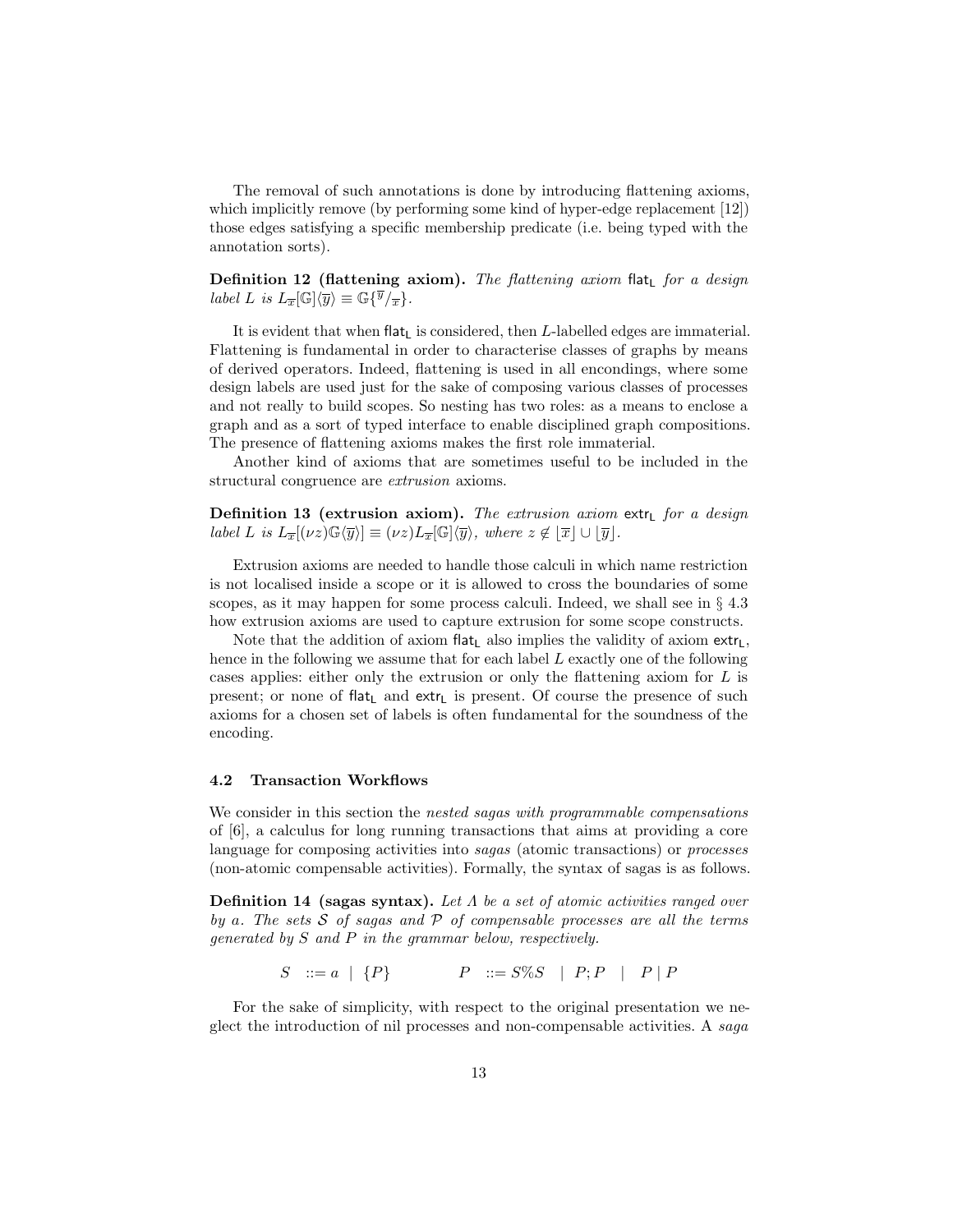The removal of such annotations is done by introducing flattening axioms, which implicitly remove (by performing some kind of hyper-edge replacement [12]) those edges satisfying a specific membership predicate (i.e. being typed with the annotation sorts).

**Definition 12 (flattening axiom).** *The flattening axiom* $\mathsf{flat_L}$ *for a design label* $L$ *is* $L_{\overline{x}}[\mathbb{G}]\langle\overline{y}\rangle \equiv \mathbb{G}\{^{\overline{y}}/_{\overline{x}}\}$.

It is evident that when $\mathsf{flat_L}$ is considered, then $L$-labelled edges are immaterial. Flattening is fundamental in order to characterise classes of graphs by means of derived operators. Indeed, flattening is used in all encondings, where some design labels are used just for the sake of composing various classes of processes and not really to build scopes. So nesting has two roles: as a means to enclose a graph and as a sort of typed interface to enable disciplined graph compositions. The presence of flattening axioms makes the first role immaterial.

Another kind of axioms that are sometimes useful to be included in the structural congruence are *extrusion* axioms.

**Definition 13 (extrusion axiom).** *The extrusion axiom* $\mathsf{extr_L}$ *for a design label* $L$ *is* $L_{\overline{x}}[(\nu z)\mathbb{G}\langle\overline{y}\rangle] \equiv (\nu z)L_{\overline{x}}[\mathbb{G}]\langle\overline{y}\rangle$*, where* $z \notin \lfloor\overline{x}\rfloor \cup \lfloor\overline{y}\rfloor$*.*

Extrusion axioms are needed to handle those calculi in which name restriction is not localised inside a scope or it is allowed to cross the boundaries of some scopes, as it may happen for some process calculi. Indeed, we shall see in § 4.3 how extrusion axioms are used to capture extrusion for some scope constructs.

Note that the addition of axiom $\mathsf{flat_L}$ also implies the validity of axiom $\mathsf{extr_L}$, hence in the following we assume that for each label $L$ exactly one of the following cases applies: either only the extrusion or only the flattening axiom for $L$ is present; or none of $\mathsf{flat_L}$ and $\mathsf{extr_L}$ is present. Of course the presence of such axioms for a chosen set of labels is often fundamental for the soundness of the encoding.

### 4.2 Transaction Workflows

We consider in this section the *nested sagas with programmable compensations* of [6], a calculus for long running transactions that aims at providing a core language for composing activities into *sagas* (atomic transactions) or *processes* (non-atomic compensable activities). Formally, the syntax of sagas is as follows.

**Definition 14 (sagas syntax).** *Let* $\Lambda$ *be a set of atomic activities ranged over by* $a$*. The sets* $\mathcal{S}$ *of sagas and* $\mathcal{P}$ *of compensable processes are all the terms generated by* $S$ *and* $P$ *in the grammar below, respectively.*

$$S \;::= a \;\mid\; \{P\} \qquad\qquad P \;::= S\%S \;\mid\; P;P \;\mid\; P \mid P$$

For the sake of simplicity, with respect to the original presentation we neglect the introduction of nil processes and non-compensable activities. A *saga*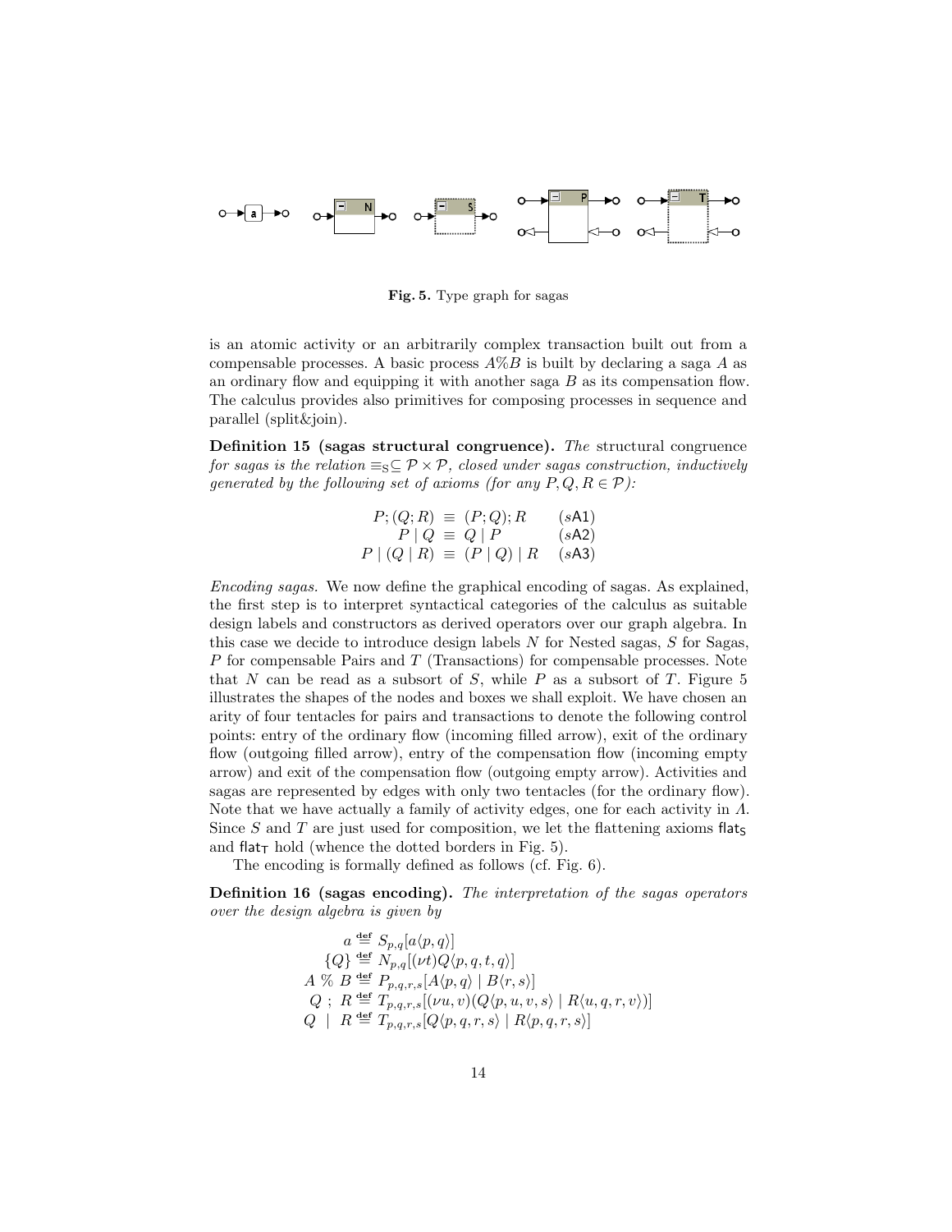**Fig. 5.** Type graph for sagas

is an atomic activity or an arbitrarily complex transaction built out from a compensable processes. A basic process $A\%B$ is built by declaring a saga $A$ as an ordinary flow and equipping it with another saga $B$ as its compensation flow. The calculus provides also primitives for composing processes in sequence and parallel (split&join).

**Definition 15 (sagas structural congruence).** *The* structural congruence *for sagas is the relation $\equiv_{\mathrm{S}} \subseteq \mathcal{P} \times \mathcal{P}$, closed under sagas construction, inductively generated by the following set of axioms (for any $P, Q, R \in \mathcal{P}$):*

$$
\begin{aligned}
P;(Q;R) &\equiv (P;Q);R \qquad (s\mathsf{A1})\\
P \mid Q &\equiv Q \mid P \qquad (s\mathsf{A2})\\
P \mid (Q \mid R) &\equiv (P \mid Q) \mid R \qquad (s\mathsf{A3})
\end{aligned}
$$

*Encoding sagas.* We now define the graphical encoding of sagas. As explained, the first step is to interpret syntactical categories of the calculus as suitable design labels and constructors as derived operators over our graph algebra. In this case we decide to introduce design labels $N$ for Nested sagas, $S$ for Sagas, $P$ for compensable Pairs and $T$ (Transactions) for compensable processes. Note that $N$ can be read as a subsort of $S$, while $P$ as a subsort of $T$. Figure 5 illustrates the shapes of the nodes and boxes we shall exploit. We have chosen an arity of four tentacles for pairs and transactions to denote the following control points: entry of the ordinary flow (incoming filled arrow), exit of the ordinary flow (outgoing filled arrow), entry of the compensation flow (incoming empty arrow) and exit of the compensation flow (outgoing empty arrow). Activities and sagas are represented by edges with only two tentacles (for the ordinary flow). Note that we have actually a family of activity edges, one for each activity in $\Lambda$. Since $S$ and $T$ are just used for composition, we let the flattening axioms $\mathsf{flat}_\mathsf{S}$ and $\mathsf{flat}_\mathsf{T}$ hold (whence the dotted borders in Fig. 5).

The encoding is formally defined as follows (cf. Fig. 6).

**Definition 16 (sagas encoding).** *The interpretation of the sagas operators over the design algebra is given by*

$$
\begin{aligned}
a &\stackrel{\mathbf{def}}{=} S_{p,q}[a\langle p,q\rangle]\\
\{Q\} &\stackrel{\mathbf{def}}{=} N_{p,q}[(\nu t)Q\langle p,q,t,q\rangle]\\
A \;\%\; B &\stackrel{\mathbf{def}}{=} P_{p,q,r,s}[A\langle p,q\rangle \mid B\langle r,s\rangle]\\
Q \;;\; R &\stackrel{\mathbf{def}}{=} T_{p,q,r,s}[(\nu u,v)(Q\langle p,u,v,s\rangle \mid R\langle u,q,r,v\rangle)]\\
Q \;\mid\; R &\stackrel{\mathbf{def}}{=} T_{p,q,r,s}[Q\langle p,q,r,s\rangle \mid R\langle p,q,r,s\rangle]
\end{aligned}
$$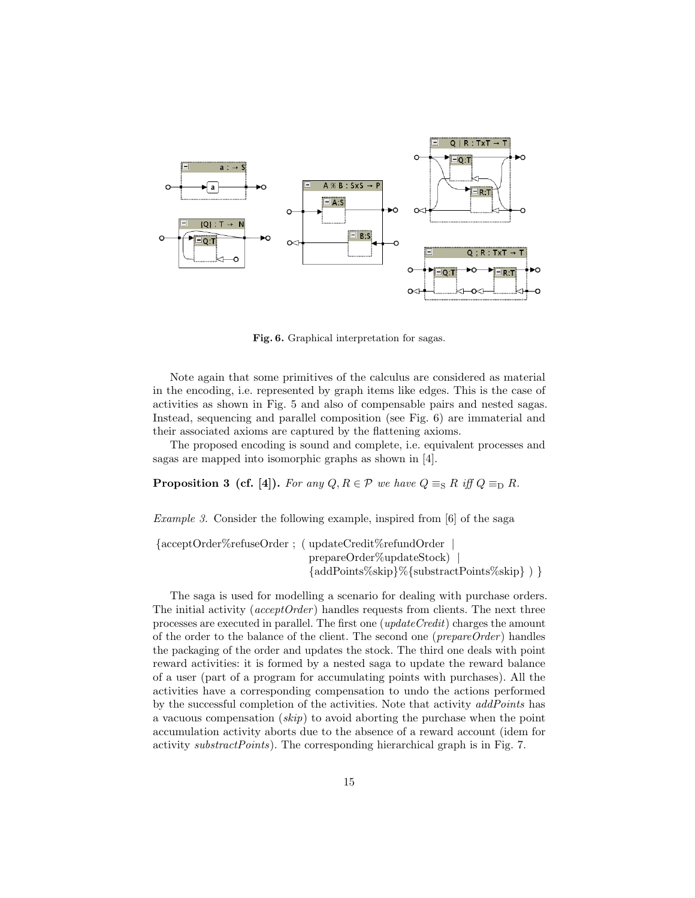Fig. 6. Graphical interpretation for sagas.

Note again that some primitives of the calculus are considered as material in the encoding, i.e. represented by graph items like edges. This is the case of activities as shown in Fig. 5 and also of compensable pairs and nested sagas. Instead, sequencing and parallel composition (see Fig. 6) are immaterial and their associated axioms are captured by the flattening axioms.

The proposed encoding is sound and complete, i.e. equivalent processes and sagas are mapped into isomorphic graphs as shown in [4].

**Proposition 3 (cf. [4]).** *For any* $Q, R \in \mathcal{P}$ *we have* $Q \equiv_{\mathrm{S}} R$ *iff* $Q \equiv_{\mathrm{D}} R$.

*Example 3.* Consider the following example, inspired from [6] of the saga

$$\{\text{acceptOrder}\%\text{refuseOrder} \; ; \; (\; \text{updateCredit}\%\text{refundOrder} \;\; | \;\; \text{prepareOrder}\%\text{updateStock}) \;\; | \;\; \{\text{addPoints}\%\text{skip}\}\%\{\text{substractPoints}\%\text{skip}\} \;)\; \}$$

The saga is used for modelling a scenario for dealing with purchase orders. The initial activity (*acceptOrder*) handles requests from clients. The next three processes are executed in parallel. The first one (*updateCredit*) charges the amount of the order to the balance of the client. The second one (*prepareOrder*) handles the packaging of the order and updates the stock. The third one deals with point reward activities: it is formed by a nested saga to update the reward balance of a user (part of a program for accumulating points with purchases). All the activities have a corresponding compensation to undo the actions performed by the successful completion of the activities. Note that activity *addPoints* has a vacuous compensation (*skip*) to avoid aborting the purchase when the point accumulation activity aborts due to the absence of a reward account (idem for activity *substractPoints*). The corresponding hierarchical graph is in Fig. 7.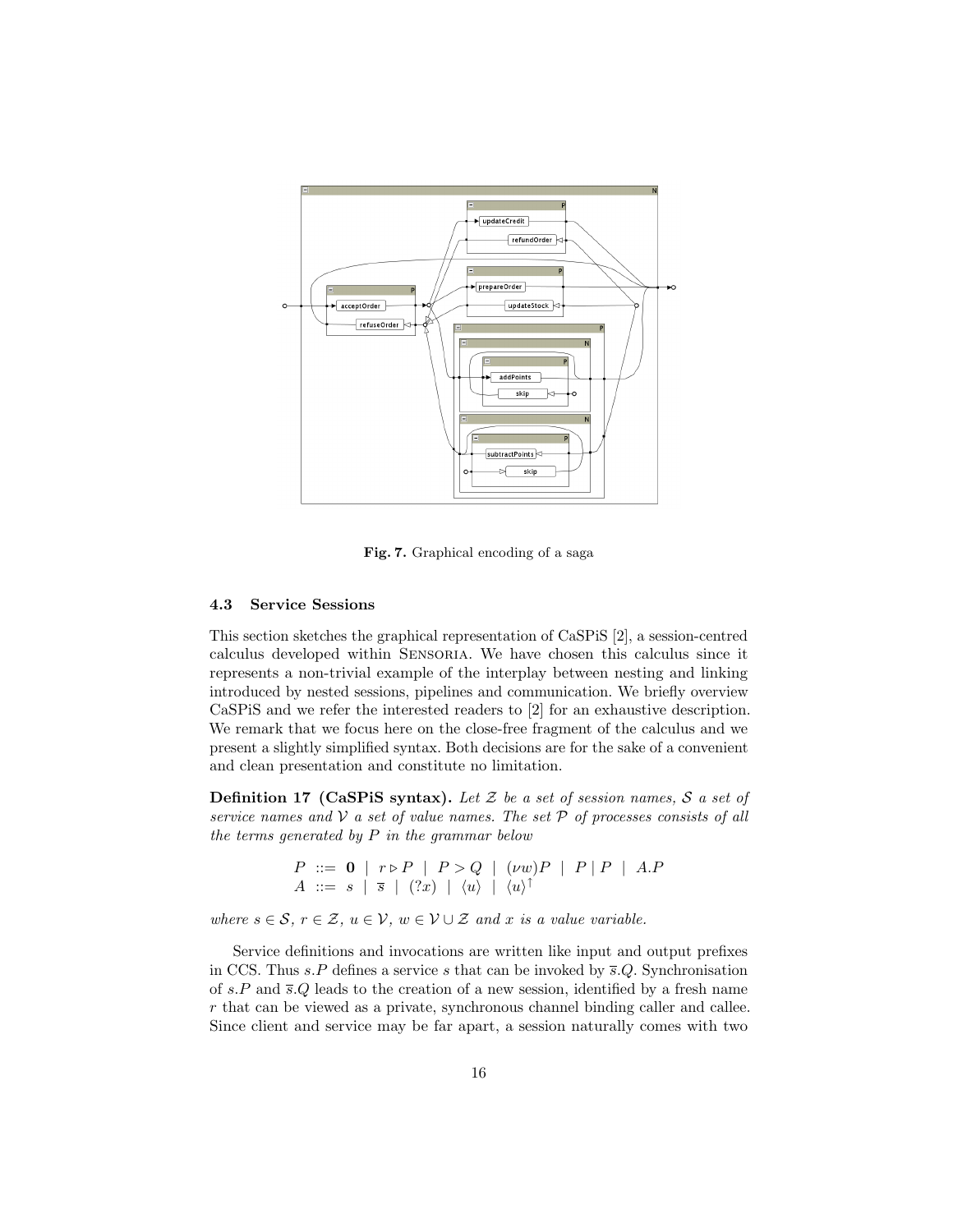**Fig. 7.** Graphical encoding of a saga

### 4.3 Service Sessions

This section sketches the graphical representation of CaSPiS [2], a session-centred calculus developed within Sensoria. We have chosen this calculus since it represents a non-trivial example of the interplay between nesting and linking introduced by nested sessions, pipelines and communication. We briefly overview CaSPiS and we refer the interested readers to [2] for an exhaustive description. We remark that we focus here on the close-free fragment of the calculus and we present a slightly simplified syntax. Both decisions are for the sake of a convenient and clean presentation and constitute no limitation.

**Definition 17 (CaSPiS syntax).** *Let $\mathcal{Z}$ be a set of session names, $\mathcal{S}$ a set of service names and $\mathcal{V}$ a set of value names. The set $\mathcal{P}$ of processes consists of all the terms generated by $P$ in the grammar below*

$$
\begin{array}{rcl}
P & ::= & \mathbf{0} \;\mid\; r \rhd P \;\mid\; P > Q \;\mid\; (\nu w)P \;\mid\; P \mid P \;\mid\; A.P \\
A & ::= & s \;\mid\; \overline{s} \;\mid\; (?x) \;\mid\; \langle u \rangle \;\mid\; \langle u \rangle^{\uparrow}
\end{array}
$$

*where $s \in \mathcal{S}$, $r \in \mathcal{Z}$, $u \in \mathcal{V}$, $w \in \mathcal{V} \cup \mathcal{Z}$ and $x$ is a value variable.*

Service definitions and invocations are written like input and output prefixes in CCS. Thus $s.P$ defines a service $s$ that can be invoked by $\overline{s}.Q$. Synchronisation of $s.P$ and $\overline{s}.Q$ leads to the creation of a new session, identified by a fresh name $r$ that can be viewed as a private, synchronous channel binding caller and callee. Since client and service may be far apart, a session naturally comes with two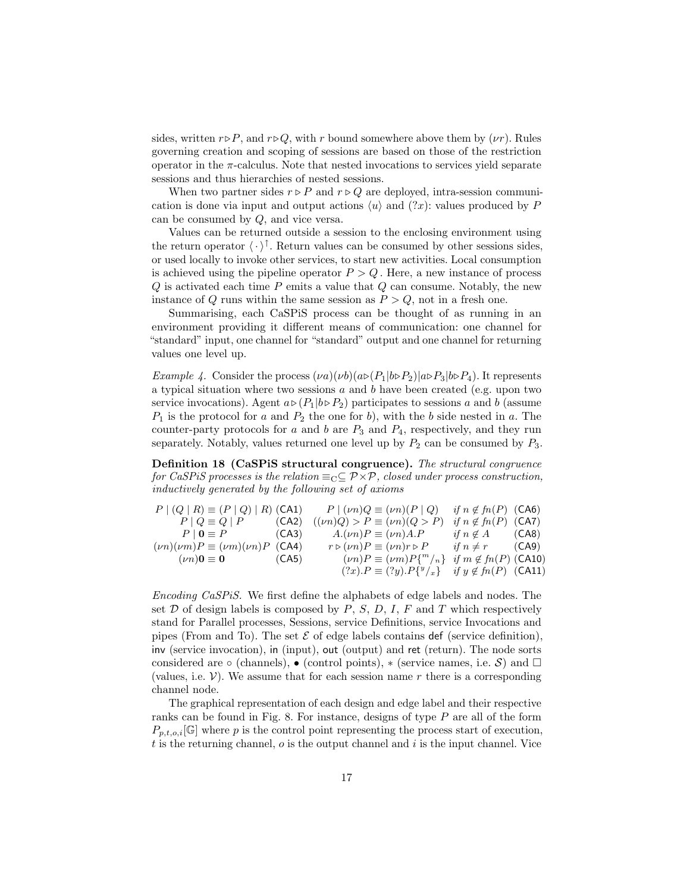sides, written $r \rhd P$, and $r \rhd Q$, with $r$ bound somewhere above them by $(\nu r)$. Rules governing creation and scoping of sessions are based on those of the restriction operator in the $\pi$-calculus. Note that nested invocations to services yield separate sessions and thus hierarchies of nested sessions.

When two partner sides $r \rhd P$ and $r \rhd Q$ are deployed, intra-session communication is done via input and output actions $\langle u \rangle$ and $(?x)$: values produced by $P$ can be consumed by $Q$, and vice versa.

Values can be returned outside a session to the enclosing environment using the return operator $\langle \cdot \rangle^{\uparrow}$. Return values can be consumed by other sessions sides, or used locally to invoke other services, to start new activities. Local consumption is achieved using the pipeline operator $P > Q$. Here, a new instance of process $Q$ is activated each time $P$ emits a value that $Q$ can consume. Notably, the new instance of $Q$ runs within the same session as $P > Q$, not in a fresh one.

Summarising, each CaSPiS process can be thought of as running in an environment providing it different means of communication: one channel for "standard" input, one channel for "standard" output and one channel for returning values one level up.

*Example 4.* Consider the process $(\nu a)(\nu b)(a \rhd (P_1 | b \rhd P_2) | a \rhd P_3 | b \rhd P_4)$. It represents a typical situation where two sessions $a$ and $b$ have been created (e.g. upon two service invocations). Agent $a \rhd (P_1 | b \rhd P_2)$ participates to sessions $a$ and $b$ (assume $P_1$ is the protocol for $a$ and $P_2$ the one for $b$), with the $b$ side nested in $a$. The counter-party protocols for $a$ and $b$ are $P_3$ and $P_4$, respectively, and they run separately. Notably, values returned one level up by $P_2$ can be consumed by $P_3$.

**Definition 18 (CaSPiS structural congruence).** *The structural congruence for CaSPiS processes is the relation $\equiv_{\mathrm{C}} \subseteq \mathcal{P} \times \mathcal{P}$, closed under process construction, inductively generated by the following set of axioms*

| | | | | |
|---|---|---|---|---|
| $P \mid (Q \mid R) \equiv (P \mid Q) \mid R$ (CA1) | $P \mid (\nu n)Q \equiv (\nu n)(P \mid Q)$ | *if* $n \notin fn(P)$ | (CA6) |
| $P \mid Q \equiv Q \mid P$ (CA2) | $((\nu n)Q) > P \equiv (\nu n)(Q > P)$ | *if* $n \notin fn(P)$ | (CA7) |
| $P \mid \mathbf{0} \equiv P$ (CA3) | $A.(\nu n)P \equiv (\nu n)A.P$ | *if* $n \notin A$ | (CA8) |
| $(\nu n)(\nu m)P \equiv (\nu m)(\nu n)P$ (CA4) | $r \rhd (\nu n)P \equiv (\nu n) r \rhd P$ | *if* $n \neq r$ | (CA9) |
| $(\nu n)\mathbf{0} \equiv \mathbf{0}$ (CA5) | $(\nu n)P \equiv (\nu m)P\{^m/_n\}$ | *if* $m \notin fn(P)$ | (CA10) |
| | $(?x).P \equiv (?y).P\{^y/_x\}$ | *if* $y \notin fn(P)$ | (CA11) |

*Encoding CaSPiS.* We first define the alphabets of edge labels and nodes. The set $\mathcal{D}$ of design labels is composed by $P$, $S$, $D$, $I$, $F$ and $T$ which respectively stand for Parallel processes, Sessions, service Definitions, service Invocations and pipes (From and To). The set $\mathcal{E}$ of edge labels contains def (service definition), inv (service invocation), in (input), out (output) and ret (return). The node sorts considered are $\circ$ (channels), $\bullet$ (control points), $*$ (service names, i.e. $\mathcal{S}$) and $\Box$ (values, i.e. $\mathcal{V}$). We assume that for each session name $r$ there is a corresponding channel node.

The graphical representation of each design and edge label and their respective ranks can be found in Fig. 8. For instance, designs of type $P$ are all of the form $P_{p,t,o,i}[\mathbb{G}]$ where $p$ is the control point representing the process start of execution, $t$ is the returning channel, $o$ is the output channel and $i$ is the input channel. Vice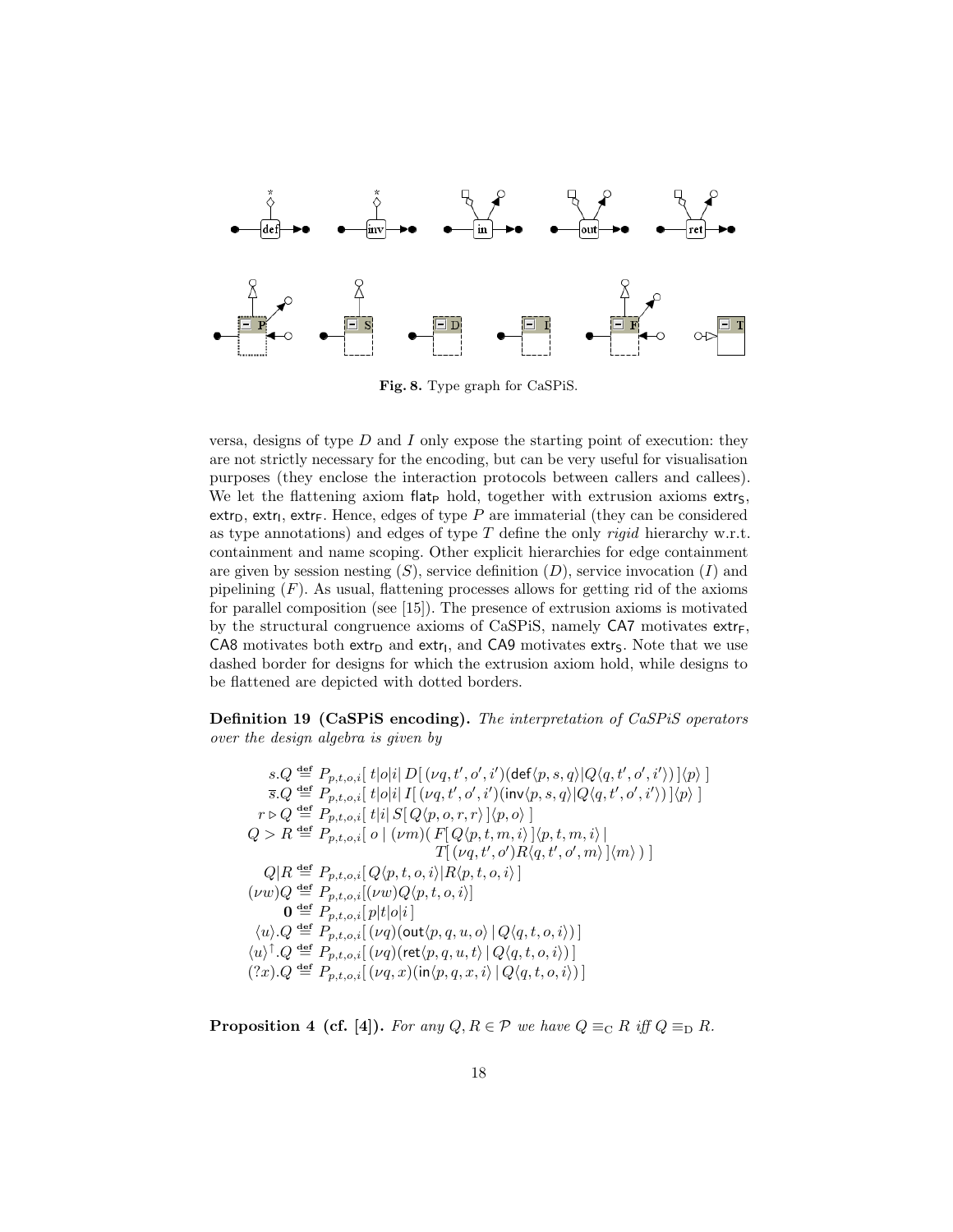Fig. 8. Type graph for CaSPiS.

versa, designs of type $D$ and $I$ only expose the starting point of execution: they are not strictly necessary for the encoding, but can be very useful for visualisation purposes (they enclose the interaction protocols between callers and callees). We let the flattening axiom $\mathsf{flat}_\mathsf{P}$ hold, together with extrusion axioms $\mathsf{extr}_\mathsf{S}$, $\mathsf{extr}_\mathsf{D}$, $\mathsf{extr}_\mathsf{I}$, $\mathsf{extr}_\mathsf{F}$. Hence, edges of type $P$ are immaterial (they can be considered as type annotations) and edges of type $T$ define the only *rigid* hierarchy w.r.t. containment and name scoping. Other explicit hierarchies for edge containment are given by session nesting ($S$), service definition ($D$), service invocation ($I$) and pipelining ($F$). As usual, flattening processes allows for getting rid of the axioms for parallel composition (see [15]). The presence of extrusion axioms is motivated by the structural congruence axioms of CaSPiS, namely CA7 motivates $\mathsf{extr}_\mathsf{F}$, CA8 motivates both $\mathsf{extr}_\mathsf{D}$ and $\mathsf{extr}_\mathsf{I}$, and CA9 motivates $\mathsf{extr}_\mathsf{S}$. Note that we use dashed border for designs for which the extrusion axiom hold, while designs to be flattened are depicted with dotted borders.

**Definition 19 (CaSPiS encoding).** *The interpretation of CaSPiS operators over the design algebra is given by*

$$
\begin{aligned}
s.Q &\stackrel{\text{def}}{=} P_{p,t,o,i}[\, t|o|i|\, D[\,(\nu q,t',o',i')(\mathsf{def}\langle p,s,q\rangle | Q\langle q,t',o',i'\rangle)\,]\langle p\rangle \,] \\
\overline{s}.Q &\stackrel{\text{def}}{=} P_{p,t,o,i}[\, t|o|i|\, I[\,(\nu q,t',o',i')(\mathsf{inv}\langle p,s,q\rangle | Q\langle q,t',o',i'\rangle)\,]\langle p\rangle \,] \\
r \rhd Q &\stackrel{\text{def}}{=} P_{p,t,o,i}[\, t|i|\, S[\, Q\langle p,o,r,r\rangle \,]\langle p,o\rangle \,] \\
Q > R &\stackrel{\text{def}}{=} P_{p,t,o,i}[\, o \mid (\nu m)(\, F[\, Q\langle p,t,m,i\rangle \,]\langle p,t,m,i\rangle \mid \\
&\qquad\qquad\qquad T[\,(\nu q,t',o')R\langle q,t',o',m\rangle \,]\langle m\rangle \,)\,] \\
Q|R &\stackrel{\text{def}}{=} P_{p,t,o,i}[\, Q\langle p,t,o,i\rangle | R\langle p,t,o,i\rangle \,] \\
(\nu w)Q &\stackrel{\text{def}}{=} P_{p,t,o,i}[(\nu w)Q\langle p,t,o,i\rangle] \\
\mathbf{0} &\stackrel{\text{def}}{=} P_{p,t,o,i}[\, p|t|o|i \,] \\
\langle u\rangle.Q &\stackrel{\text{def}}{=} P_{p,t,o,i}[\,(\nu q)(\mathsf{out}\langle p,q,u,o\rangle \mid Q\langle q,t,o,i\rangle)\,] \\
\langle u\rangle^{\uparrow}.Q &\stackrel{\text{def}}{=} P_{p,t,o,i}[\,(\nu q)(\mathsf{ret}\langle p,q,u,t\rangle \mid Q\langle q,t,o,i\rangle)\,] \\
(?x).Q &\stackrel{\text{def}}{=} P_{p,t,o,i}[\,(\nu q,x)(\mathsf{in}\langle p,q,x,i\rangle \mid Q\langle q,t,o,i\rangle)\,]
\end{aligned}
$$

**Proposition 4 (cf. [4]).** *For any $Q, R \in \mathcal{P}$ we have $Q \equiv_\mathrm{C} R$ iff $Q \equiv_\mathrm{D} R$.*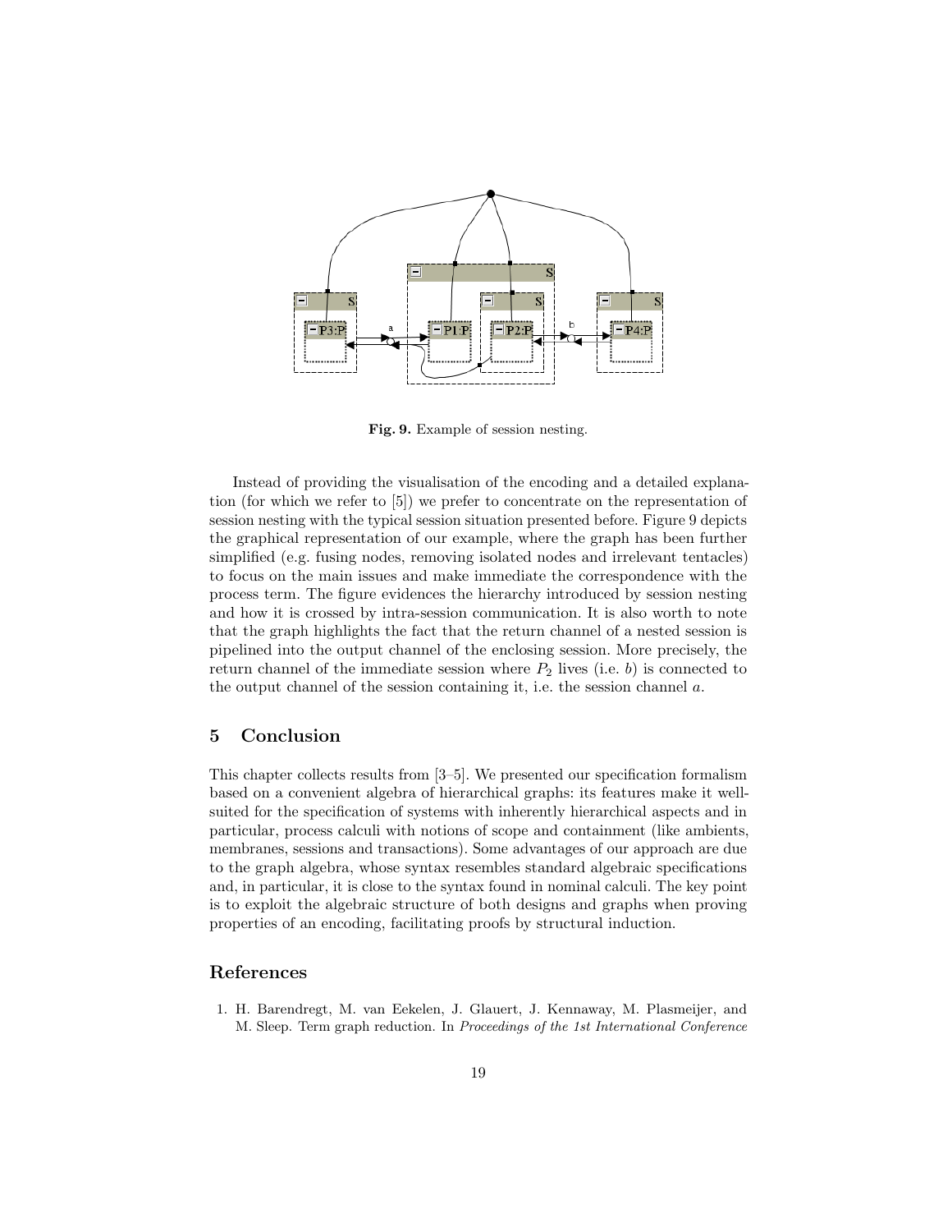Fig. 9. Example of session nesting.

Instead of providing the visualisation of the encoding and a detailed explanation (for which we refer to [5]) we prefer to concentrate on the representation of session nesting with the typical session situation presented before. Figure 9 depicts the graphical representation of our example, where the graph has been further simplified (e.g. fusing nodes, removing isolated nodes and irrelevant tentacles) to focus on the main issues and make immediate the correspondence with the process term. The figure evidences the hierarchy introduced by session nesting and how it is crossed by intra-session communication. It is also worth to note that the graph highlights the fact that the return channel of a nested session is pipelined into the output channel of the enclosing session. More precisely, the return channel of the immediate session where $P_2$ lives (i.e. $b$) is connected to the output channel of the session containing it, i.e. the session channel $a$.

## 5 Conclusion

This chapter collects results from [3–5]. We presented our specification formalism based on a convenient algebra of hierarchical graphs: its features make it well-suited for the specification of systems with inherently hierarchical aspects and in particular, process calculi with notions of scope and containment (like ambients, membranes, sessions and transactions). Some advantages of our approach are due to the graph algebra, whose syntax resembles standard algebraic specifications and, in particular, it is close to the syntax found in nominal calculi. The key point is to exploit the algebraic structure of both designs and graphs when proving properties of an encoding, facilitating proofs by structural induction.

## References

1. H. Barendregt, M. van Eekelen, J. Glauert, J. Kennaway, M. Plasmeijer, and M. Sleep. Term graph reduction. In *Proceedings of the 1st International Conference*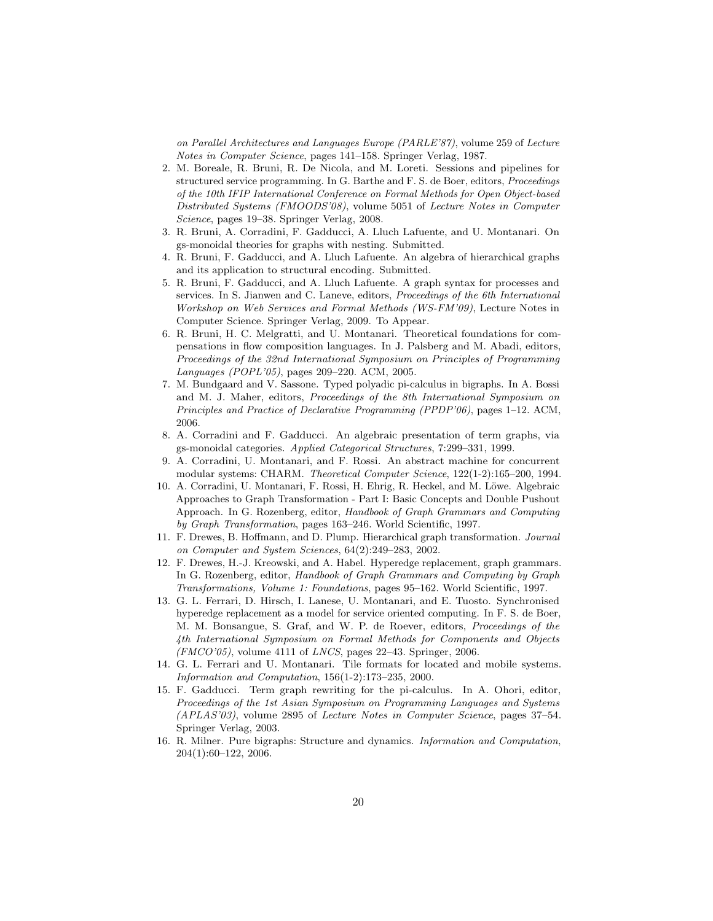on Parallel Architectures and Languages Europe (PARLE'87)*, volume 259 of *Lecture Notes in Computer Science*, pages 141–158. Springer Verlag, 1987.

2. M. Boreale, R. Bruni, R. De Nicola, and M. Loreti. Sessions and pipelines for structured service programming. In G. Barthe and F. S. de Boer, editors, *Proceedings of the 10th IFIP International Conference on Formal Methods for Open Object-based Distributed Systems (FMOODS'08)*, volume 5051 of *Lecture Notes in Computer Science*, pages 19–38. Springer Verlag, 2008.
3. R. Bruni, A. Corradini, F. Gadducci, A. Lluch Lafuente, and U. Montanari. On gs-monoidal theories for graphs with nesting. Submitted.
4. R. Bruni, F. Gadducci, and A. Lluch Lafuente. An algebra of hierarchical graphs and its application to structural encoding. Submitted.
5. R. Bruni, F. Gadducci, and A. Lluch Lafuente. A graph syntax for processes and services. In S. Jianwen and C. Laneve, editors, *Proceedings of the 6th International Workshop on Web Services and Formal Methods (WS-FM'09)*, Lecture Notes in Computer Science. Springer Verlag, 2009. To Appear.
6. R. Bruni, H. C. Melgratti, and U. Montanari. Theoretical foundations for compensations in flow composition languages. In J. Palsberg and M. Abadi, editors, *Proceedings of the 32nd International Symposium on Principles of Programming Languages (POPL'05)*, pages 209–220. ACM, 2005.
7. M. Bundgaard and V. Sassone. Typed polyadic pi-calculus in bigraphs. In A. Bossi and M. J. Maher, editors, *Proceedings of the 8th International Symposium on Principles and Practice of Declarative Programming (PPDP'06)*, pages 1–12. ACM, 2006.
8. A. Corradini and F. Gadducci. An algebraic presentation of term graphs, via gs-monoidal categories. *Applied Categorical Structures*, 7:299–331, 1999.
9. A. Corradini, U. Montanari, and F. Rossi. An abstract machine for concurrent modular systems: CHARM. *Theoretical Computer Science*, 122(1-2):165–200, 1994.
10. A. Corradini, U. Montanari, F. Rossi, H. Ehrig, R. Heckel, and M. Löwe. Algebraic Approaches to Graph Transformation - Part I: Basic Concepts and Double Pushout Approach. In G. Rozenberg, editor, *Handbook of Graph Grammars and Computing by Graph Transformation*, pages 163–246. World Scientific, 1997.
11. F. Drewes, B. Hoffmann, and D. Plump. Hierarchical graph transformation. *Journal on Computer and System Sciences*, 64(2):249–283, 2002.
12. F. Drewes, H.-J. Kreowski, and A. Habel. Hyperedge replacement, graph grammars. In G. Rozenberg, editor, *Handbook of Graph Grammars and Computing by Graph Transformations, Volume 1: Foundations*, pages 95–162. World Scientific, 1997.
13. G. L. Ferrari, D. Hirsch, I. Lanese, U. Montanari, and E. Tuosto. Synchronised hyperedge replacement as a model for service oriented computing. In F. S. de Boer, M. M. Bonsangue, S. Graf, and W. P. de Roever, editors, *Proceedings of the 4th International Symposium on Formal Methods for Components and Objects (FMCO'05)*, volume 4111 of *LNCS*, pages 22–43. Springer, 2006.
14. G. L. Ferrari and U. Montanari. Tile formats for located and mobile systems. *Information and Computation*, 156(1-2):173–235, 2000.
15. F. Gadducci. Term graph rewriting for the pi-calculus. In A. Ohori, editor, *Proceedings of the 1st Asian Symposium on Programming Languages and Systems (APLAS'03)*, volume 2895 of *Lecture Notes in Computer Science*, pages 37–54. Springer Verlag, 2003.
16. R. Milner. Pure bigraphs: Structure and dynamics. *Information and Computation*, 204(1):60–122, 2006.